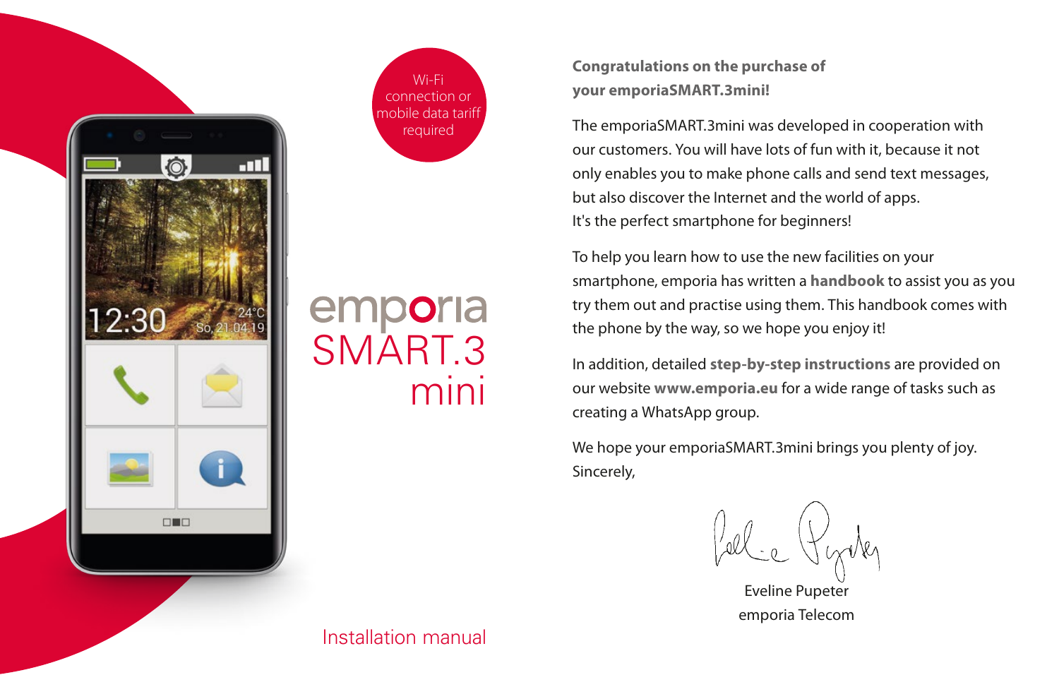Wi-Fi connection or mobile data tariff required

# emporia SMART.3 mini

Installation manual

**Congratulations on the purchase of your emporiaSMART.3mini!**

The emporiaSMART.3mini was developed in cooperation with our customers. You will have lots of fun with it, because it not only enables you to make phone calls and send text messages, but also discover the Internet and the world of apps.
It's the perfect smartphone for beginners!

To help you learn how to use the new facilities on your smartphone, emporia has written a **handbook** to assist you as you try them out and practise using them. This handbook comes with the phone by the way, so we hope you enjoy it!

In addition, detailed **step-by-step instructions** are provided on our website **www.emporia.eu** for a wide range of tasks such as creating a WhatsApp group.

We hope your emporiaSMART.3mini brings you plenty of joy.
Sincerely,

Eveline Pupeter
emporia Telecom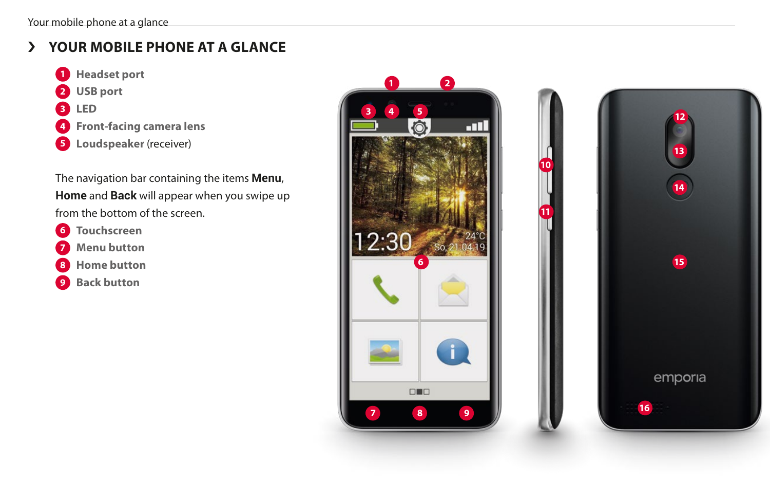# YOUR MOBILE PHONE AT A GLANCE

1. **Headset port**
2. **USB port**
3. **LED**
4. **Front-facing camera lens**
5. **Loudspeaker** (receiver)

The navigation bar containing the items **Menu**, **Home** and **Back** will appear when you swipe up from the bottom of the screen.

6. **Touchscreen**
7. **Menu button**
8. **Home button**
9. **Back button**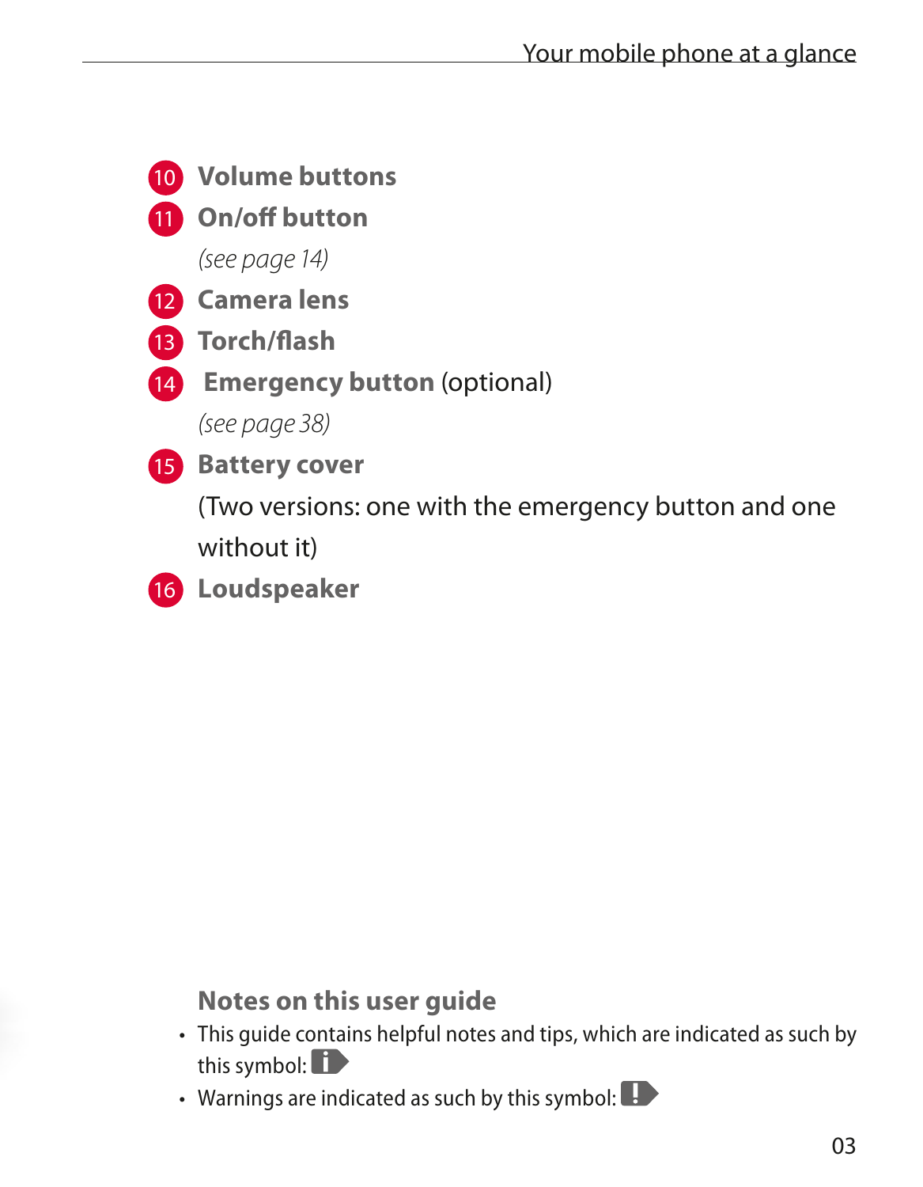10 **Volume buttons**

11 **On/off button**

*(see page 14)*

12 **Camera lens**

13 **Torch/flash**

14 **Emergency button** (optional)

*(see page 38)*

15 **Battery cover**

(Two versions: one with the emergency button and one without it)

16 **Loudspeaker**

## Notes on this user guide

- This guide contains helpful notes and tips, which are indicated as such by this symbol: i
- Warnings are indicated as such by this symbol: !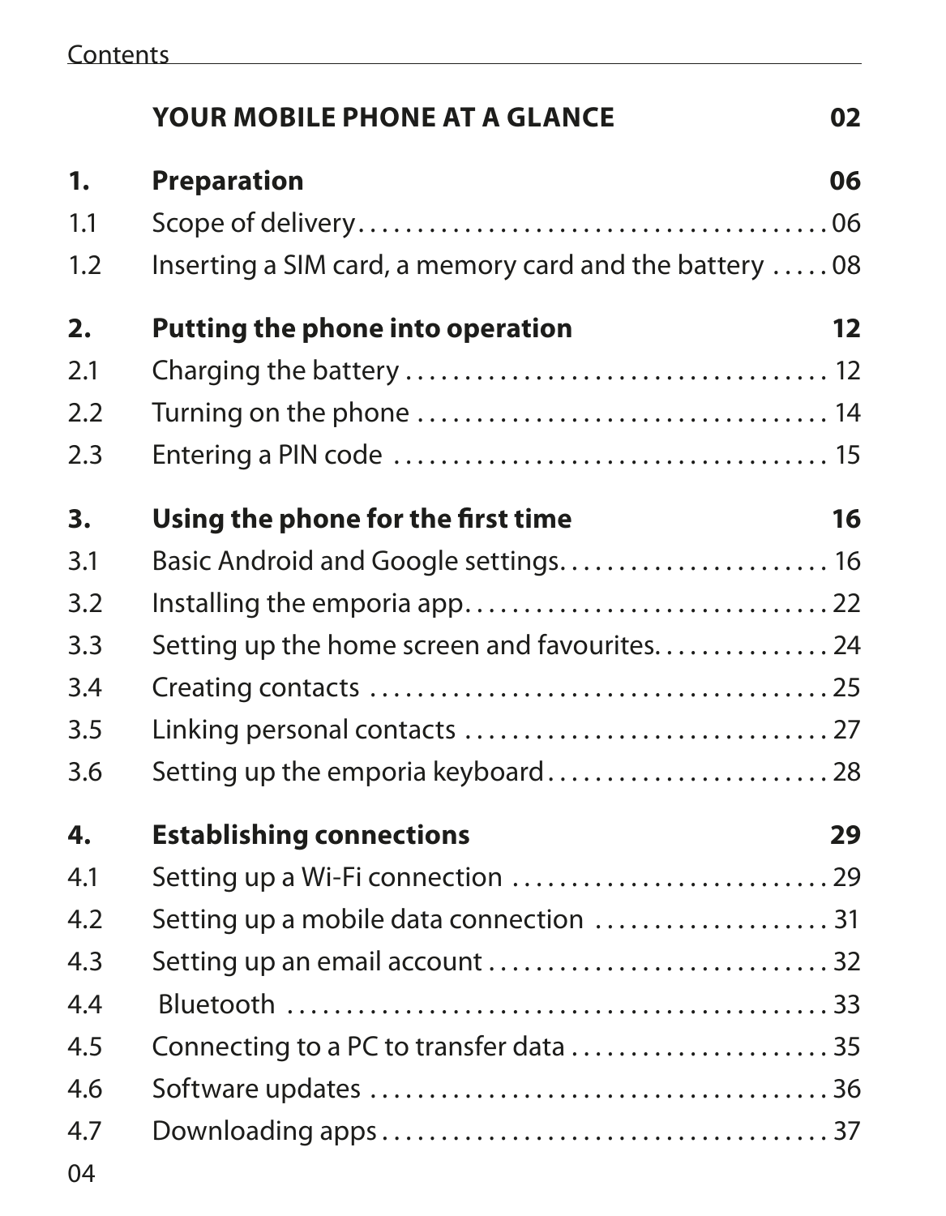# Contents

| | | |
|---|---|---|
| | **YOUR MOBILE PHONE AT A GLANCE** | **02** |
| **1.** | **Preparation** | **06** |
| 1.1 | Scope of delivery | 06 |
| 1.2 | Inserting a SIM card, a memory card and the battery | 08 |
| **2.** | **Putting the phone into operation** | **12** |
| 2.1 | Charging the battery | 12 |
| 2.2 | Turning on the phone | 14 |
| 2.3 | Entering a PIN code | 15 |
| **3.** | **Using the phone for the first time** | **16** |
| 3.1 | Basic Android and Google settings | 16 |
| 3.2 | Installing the emporia app | 22 |
| 3.3 | Setting up the home screen and favourites | 24 |
| 3.4 | Creating contacts | 25 |
| 3.5 | Linking personal contacts | 27 |
| 3.6 | Setting up the emporia keyboard | 28 |
| **4.** | **Establishing connections** | **29** |
| 4.1 | Setting up a Wi-Fi connection | 29 |
| 4.2 | Setting up a mobile data connection | 31 |
| 4.3 | Setting up an email account | 32 |
| 4.4 | Bluetooth | 33 |
| 4.5 | Connecting to a PC to transfer data | 35 |
| 4.6 | Software updates | 36 |
| 4.7 | Downloading apps | 37 |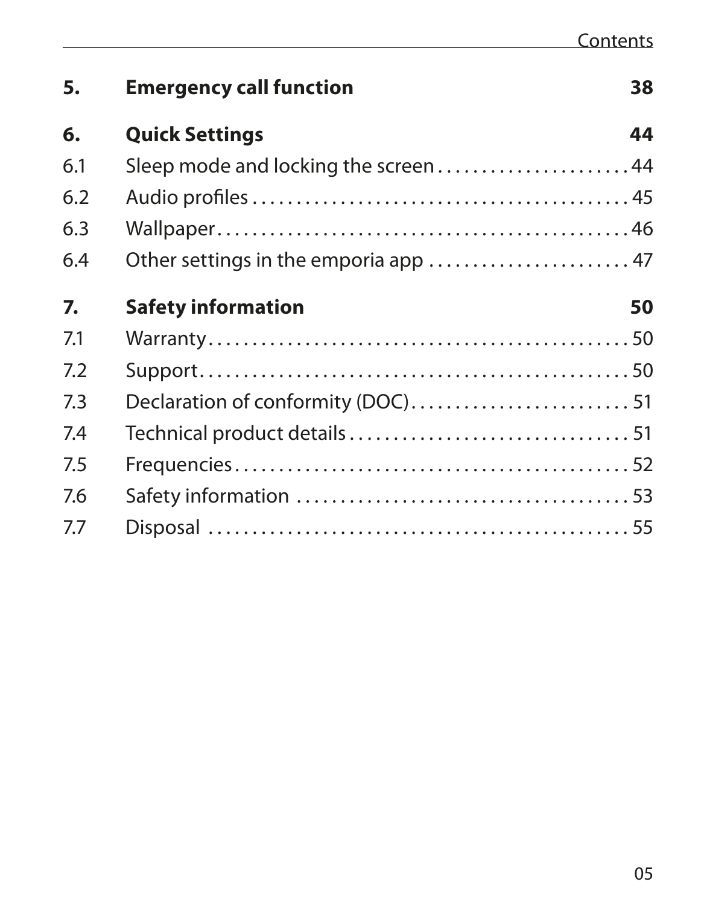| | | |
|---|---|---|
| **5.** | **Emergency call function** | **38** |
| **6.** | **Quick Settings** | **44** |
| 6.1 | Sleep mode and locking the screen | 44 |
| 6.2 | Audio profiles | 45 |
| 6.3 | Wallpaper | 46 |
| 6.4 | Other settings in the emporia app | 47 |
| **7.** | **Safety information** | **50** |
| 7.1 | Warranty | 50 |
| 7.2 | Support | 50 |
| 7.3 | Declaration of conformity (DOC) | 51 |
| 7.4 | Technical product details | 51 |
| 7.5 | Frequencies | 52 |
| 7.6 | Safety information | 53 |
| 7.7 | Disposal | 55 |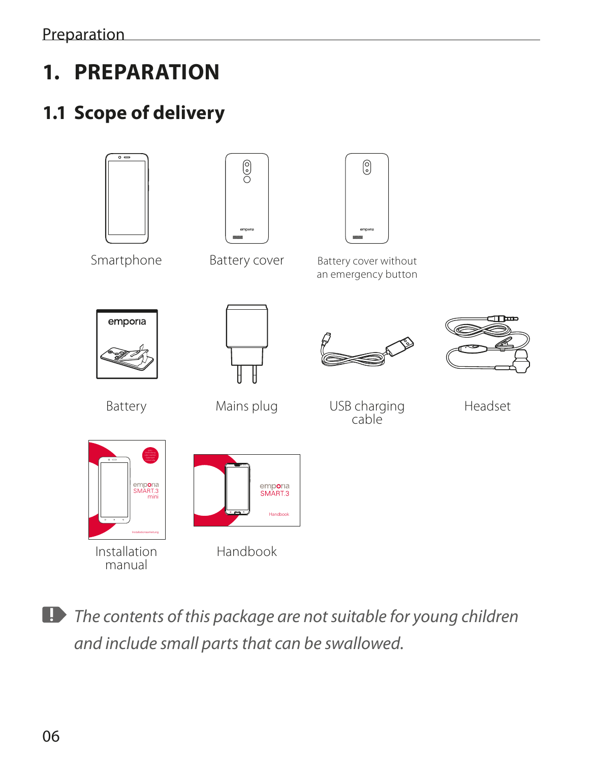# 1. PREPARATION

## 1.1 Scope of delivery

Smartphone

Battery cover

Battery cover without an emergency button

Battery

Mains plug

USB charging cable

Headset

Installation manual

Handbook

*The contents of this package are not suitable for young children and include small parts that can be swallowed.*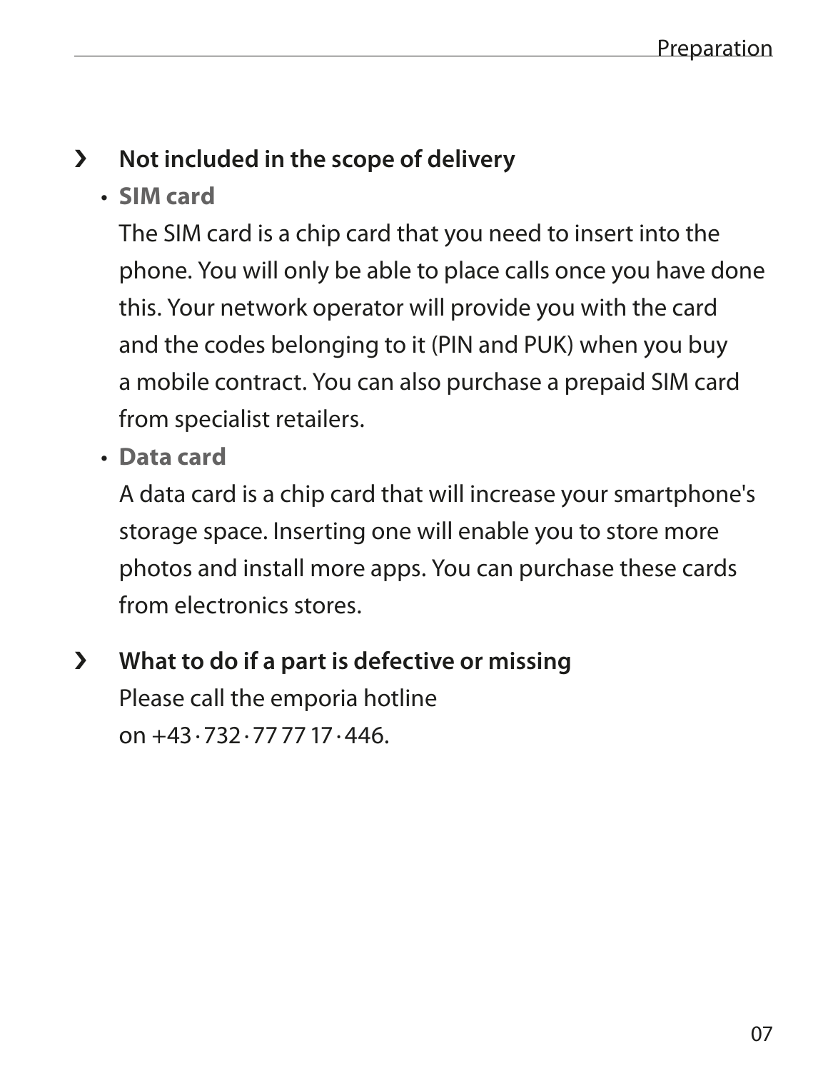## › Not included in the scope of delivery

- **SIM card**

  The SIM card is a chip card that you need to insert into the phone. You will only be able to place calls once you have done this. Your network operator will provide you with the card and the codes belonging to it (PIN and PUK) when you buy a mobile contract. You can also purchase a prepaid SIM card from specialist retailers.

- **Data card**

  A data card is a chip card that will increase your smartphone's storage space. Inserting one will enable you to store more photos and install more apps. You can purchase these cards from electronics stores.

## › What to do if a part is defective or missing

Please call the emporia hotline
on +43 · 732 · 77 77 17 · 446.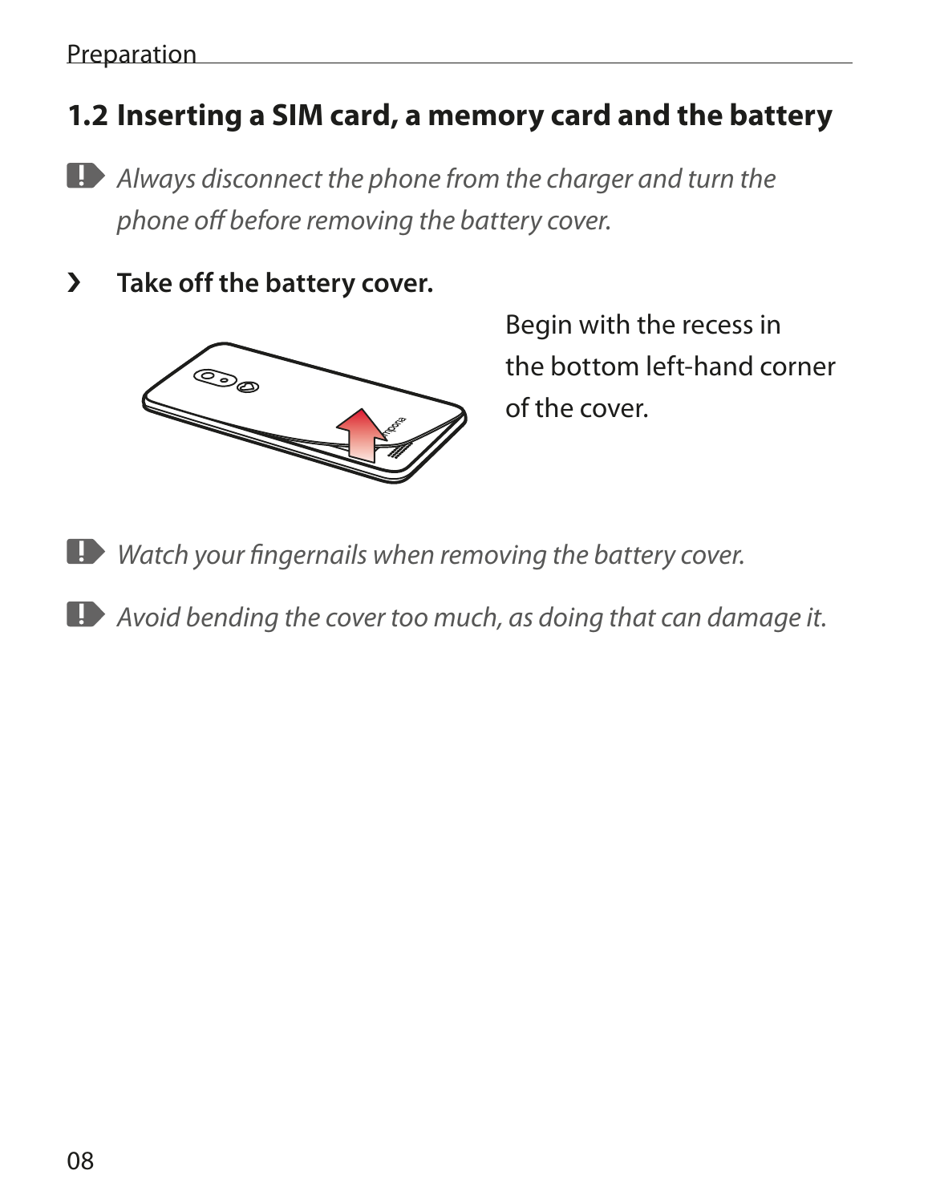## 1.2 Inserting a SIM card, a memory card and the battery

*Always disconnect the phone from the charger and turn the phone off before removing the battery cover.*

› **Take off the battery cover.**

Begin with the recess in the bottom left-hand corner of the cover.

*Watch your fingernails when removing the battery cover.*

*Avoid bending the cover too much, as doing that can damage it.*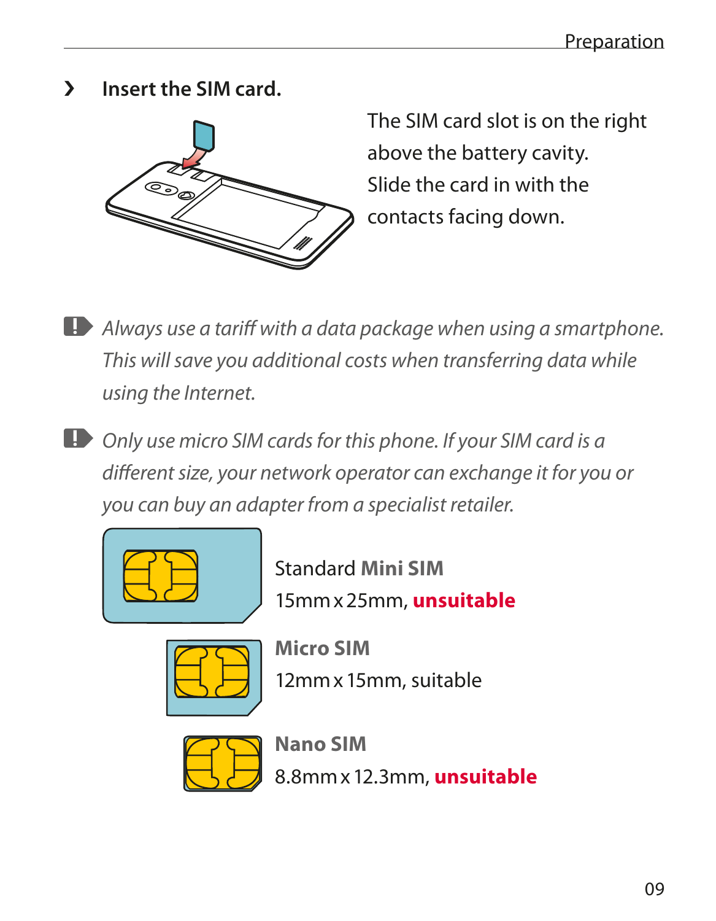› **Insert the SIM card.**

The SIM card slot is on the right above the battery cavity. Slide the card in with the contacts facing down.

*Always use a tariff with a data package when using a smartphone. This will save you additional costs when transferring data while using the Internet.*

*Only use micro SIM cards for this phone. If your SIM card is a different size, your network operator can exchange it for you or you can buy an adapter from a specialist retailer.*

Standard **Mini SIM**
15mm x 25mm, **unsuitable**

**Micro SIM**
12mm x 15mm, suitable

**Nano SIM**
8.8mm x 12.3mm, **unsuitable**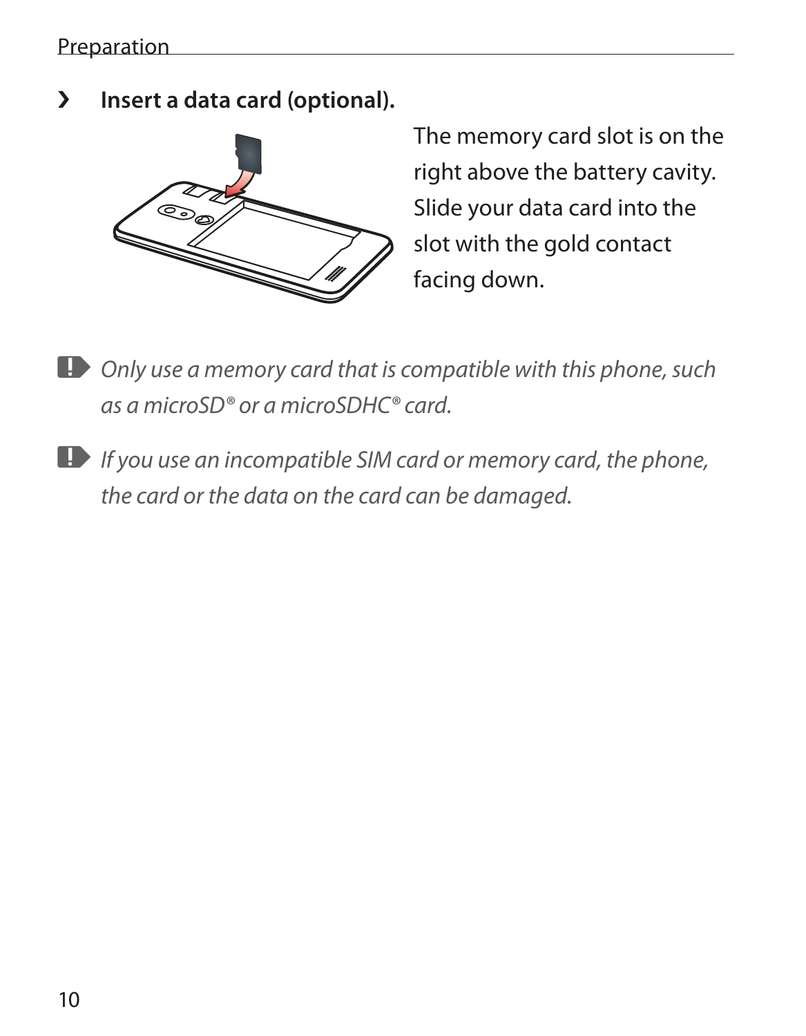› **Insert a data card (optional).**

The memory card slot is on the right above the battery cavity. Slide your data card into the slot with the gold contact facing down.

*Only use a memory card that is compatible with this phone, such as a microSD® or a microSDHC® card.*

*If you use an incompatible SIM card or memory card, the phone, the card or the data on the card can be damaged.*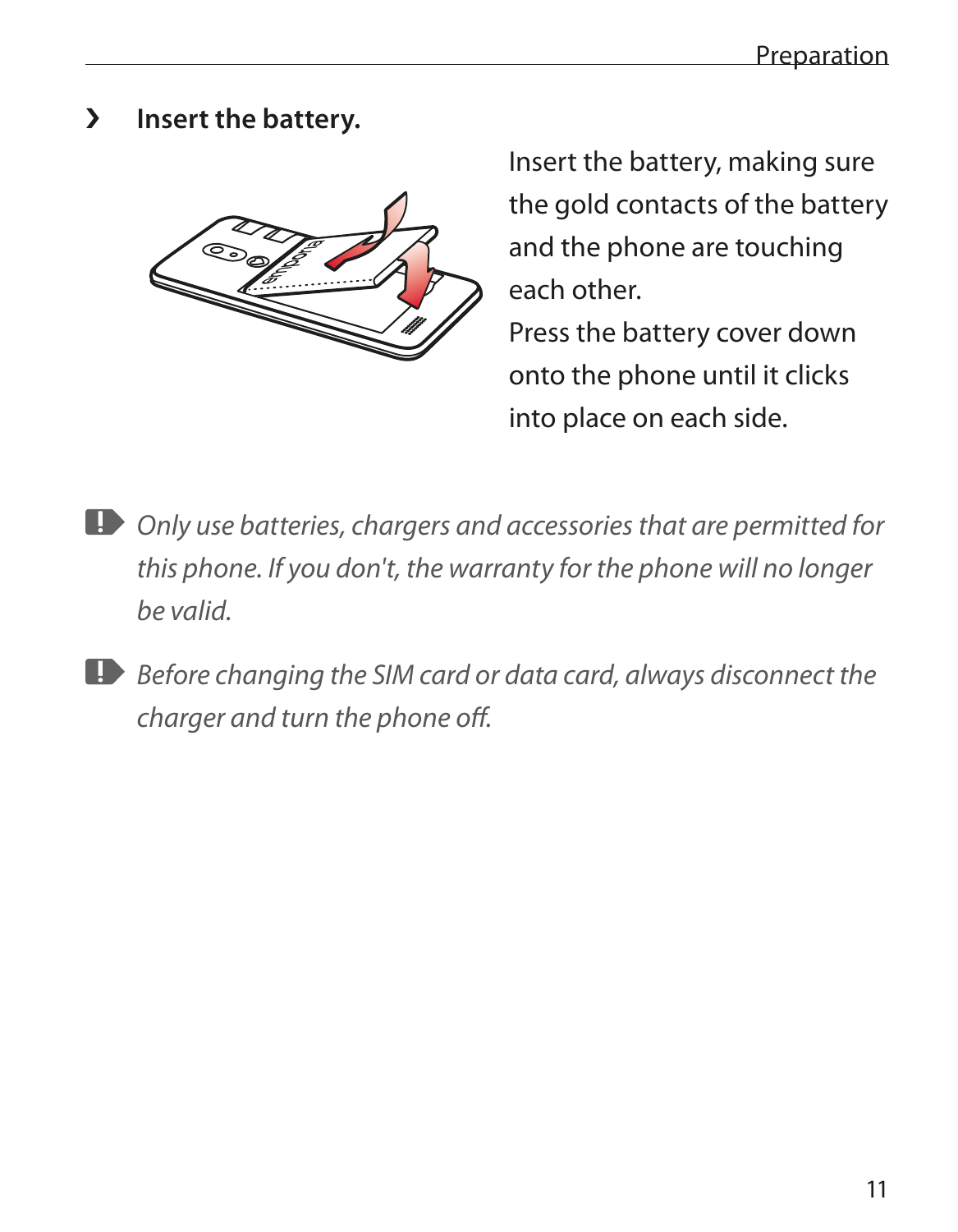› **Insert the battery.**

Insert the battery, making sure the gold contacts of the battery and the phone are touching each other.
Press the battery cover down onto the phone until it clicks into place on each side.

*Only use batteries, chargers and accessories that are permitted for this phone. If you don't, the warranty for the phone will no longer be valid.*

*Before changing the SIM card or data card, always disconnect the charger and turn the phone off.*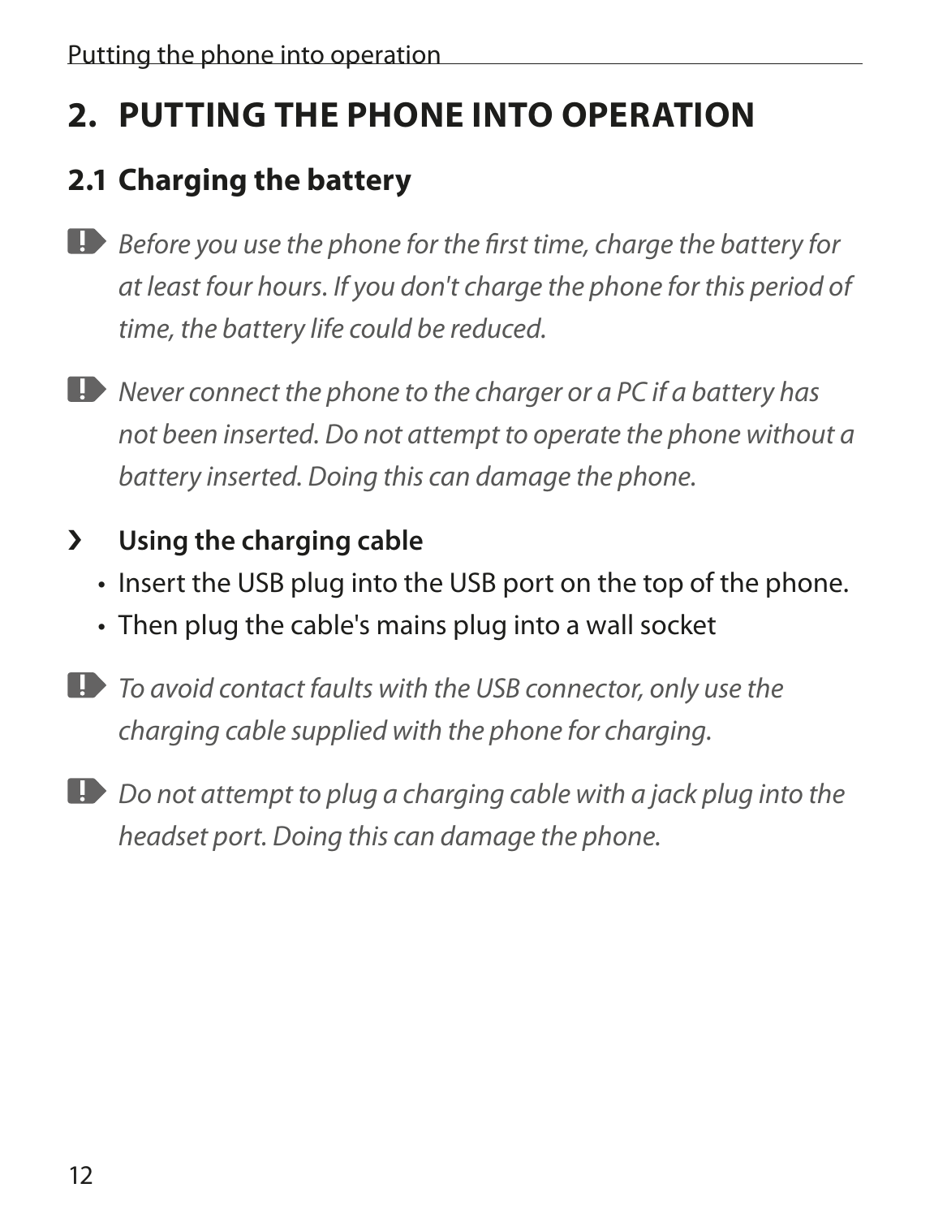# 2. PUTTING THE PHONE INTO OPERATION

## 2.1 Charging the battery

! *Before you use the phone for the first time, charge the battery for at least four hours. If you don't charge the phone for this period of time, the battery life could be reduced.*

! *Never connect the phone to the charger or a PC if a battery has not been inserted. Do not attempt to operate the phone without a battery inserted. Doing this can damage the phone.*

› **Using the charging cable**

- Insert the USB plug into the USB port on the top of the phone.
- Then plug the cable's mains plug into a wall socket

! *To avoid contact faults with the USB connector, only use the charging cable supplied with the phone for charging.*

! *Do not attempt to plug a charging cable with a jack plug into the headset port. Doing this can damage the phone.*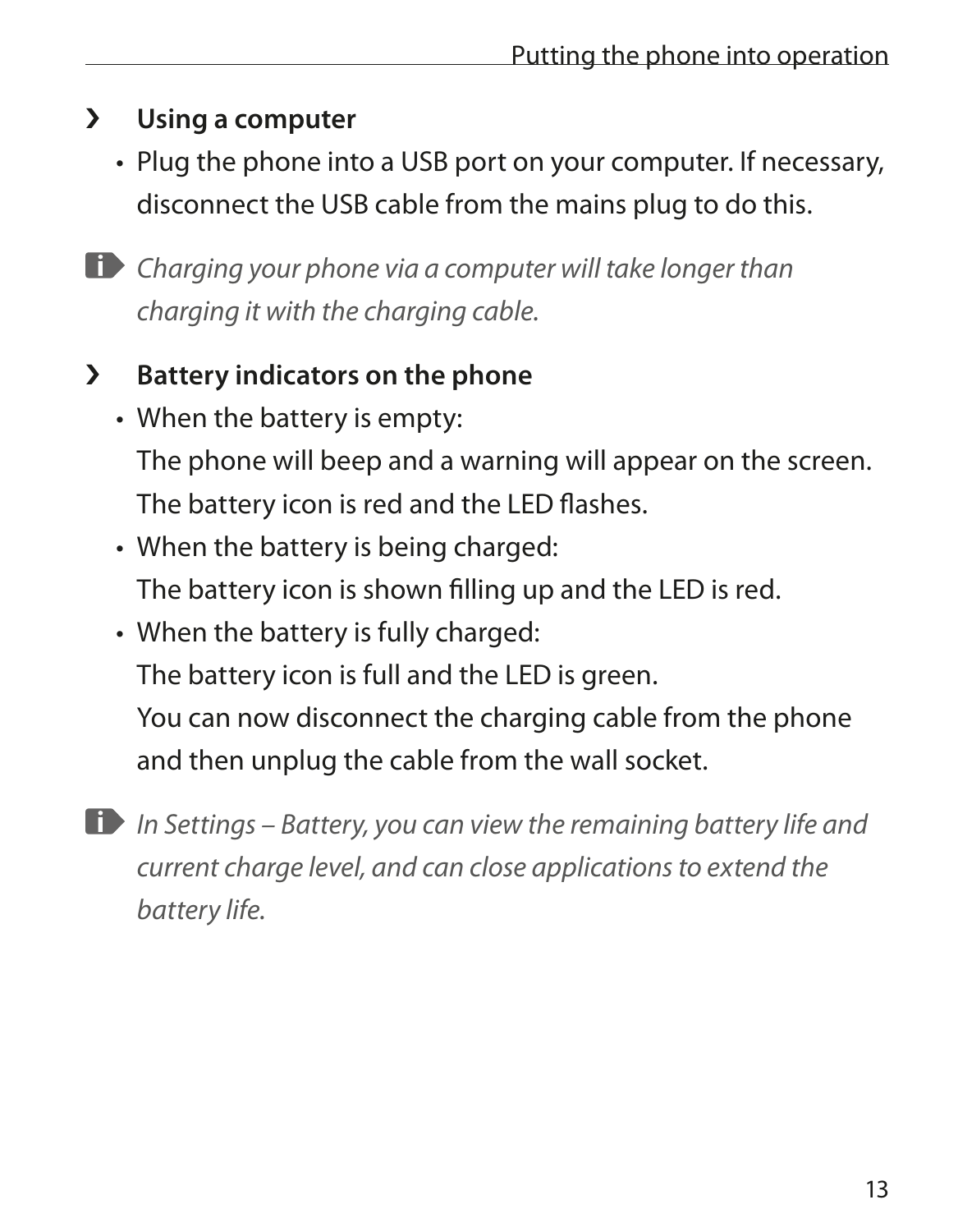## › Using a computer

- Plug the phone into a USB port on your computer. If necessary, disconnect the USB cable from the mains plug to do this.

*Charging your phone via a computer will take longer than charging it with the charging cable.*

## › Battery indicators on the phone

- When the battery is empty:
  The phone will beep and a warning will appear on the screen. The battery icon is red and the LED flashes.
- When the battery is being charged:
  The battery icon is shown filling up and the LED is red.
- When the battery is fully charged:
  The battery icon is full and the LED is green.
  You can now disconnect the charging cable from the phone and then unplug the cable from the wall socket.

*In Settings – Battery, you can view the remaining battery life and current charge level, and can close applications to extend the battery life.*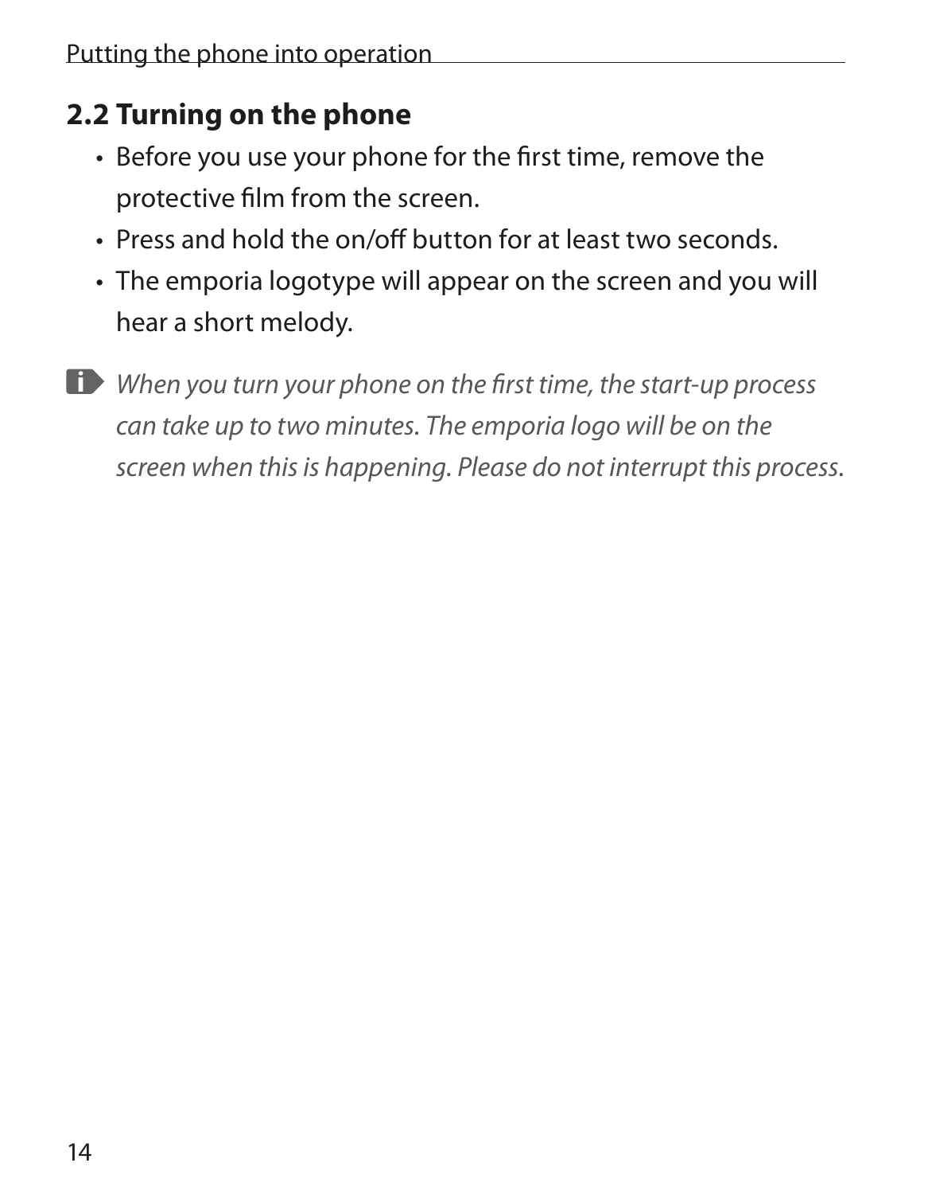## 2.2 Turning on the phone

- Before you use your phone for the first time, remove the protective film from the screen.
- Press and hold the on/off button for at least two seconds.
- The emporia logotype will appear on the screen and you will hear a short melody.

*When you turn your phone on the first time, the start-up process can take up to two minutes. The emporia logo will be on the screen when this is happening. Please do not interrupt this process.*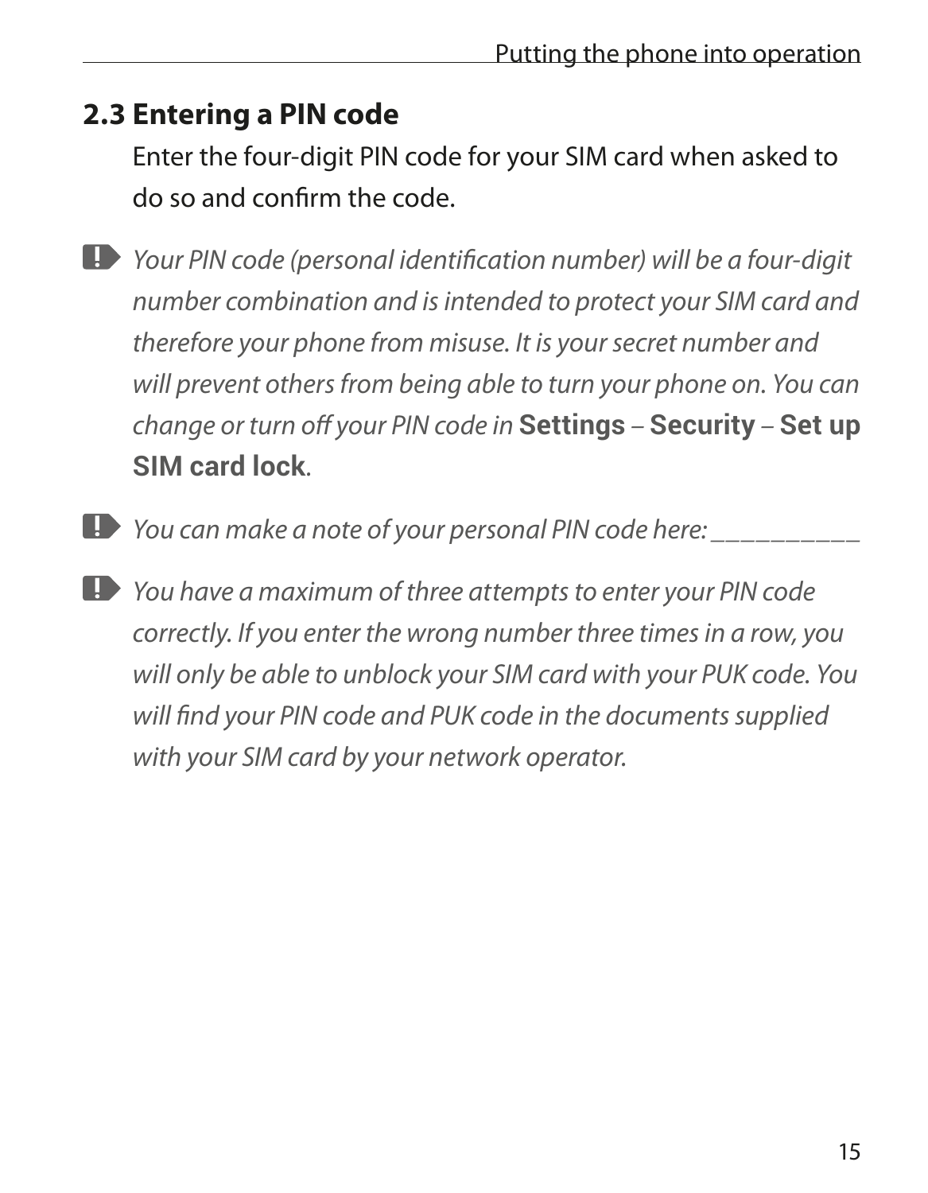## 2.3 Entering a PIN code

Enter the four-digit PIN code for your SIM card when asked to do so and confirm the code.

*Your PIN code (personal identification number) will be a four-digit number combination and is intended to protect your SIM card and therefore your phone from misuse. It is your secret number and will prevent others from being able to turn your phone on. You can change or turn off your PIN code in* **Settings** – **Security** – **Set up SIM card lock**.

*You can make a note of your personal PIN code here: ___________*

*You have a maximum of three attempts to enter your PIN code correctly. If you enter the wrong number three times in a row, you will only be able to unblock your SIM card with your PUK code. You will find your PIN code and PUK code in the documents supplied with your SIM card by your network operator.*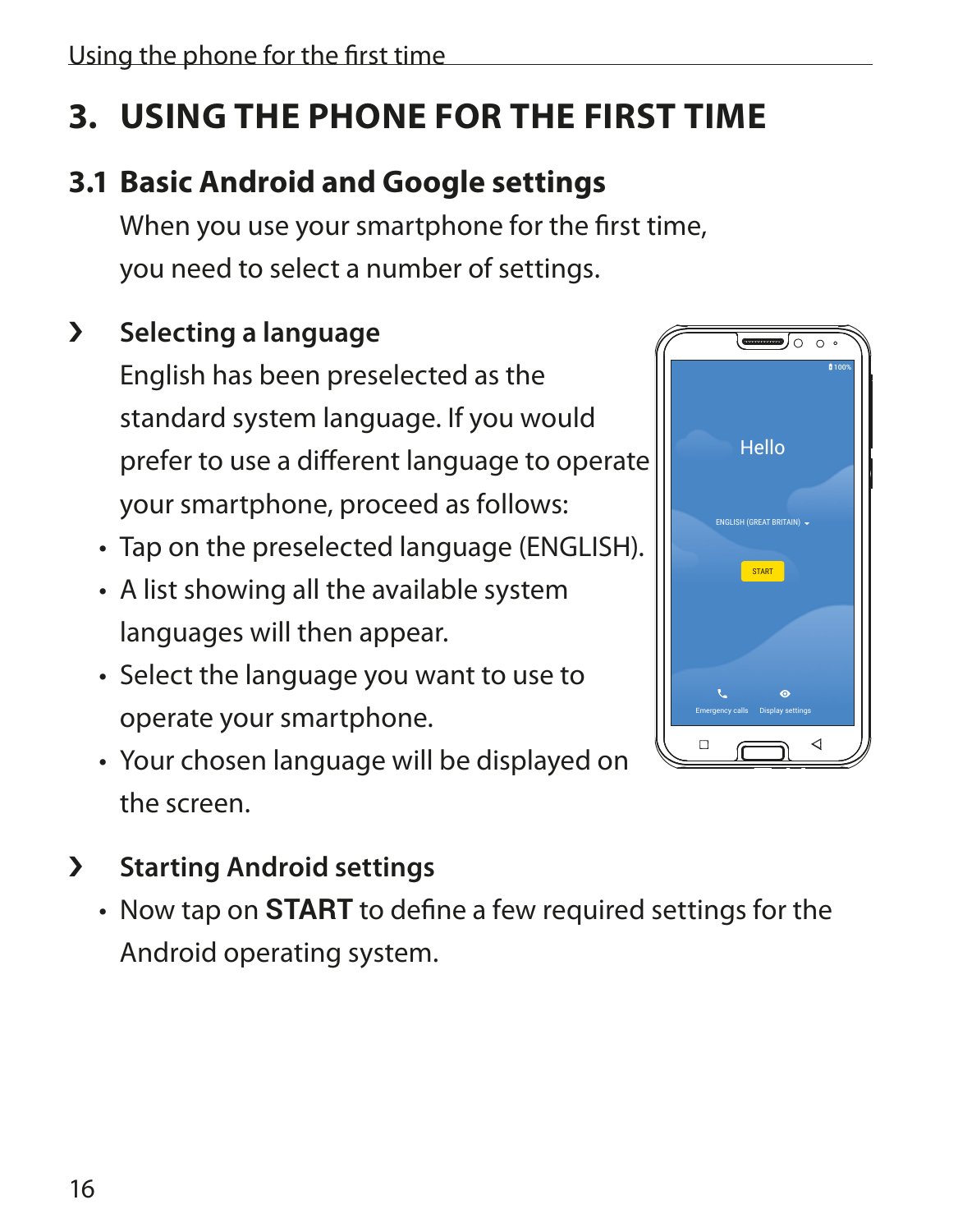# 3. USING THE PHONE FOR THE FIRST TIME

## 3.1 Basic Android and Google settings

When you use your smartphone for the first time, you need to select a number of settings.

### › Selecting a language

English has been preselected as the standard system language. If you would prefer to use a different language to operate your smartphone, proceed as follows:

- Tap on the preselected language (ENGLISH).
- A list showing all the available system languages will then appear.
- Select the language you want to use to operate your smartphone.
- Your chosen language will be displayed on the screen.

### › Starting Android settings

- Now tap on **START** to define a few required settings for the Android operating system.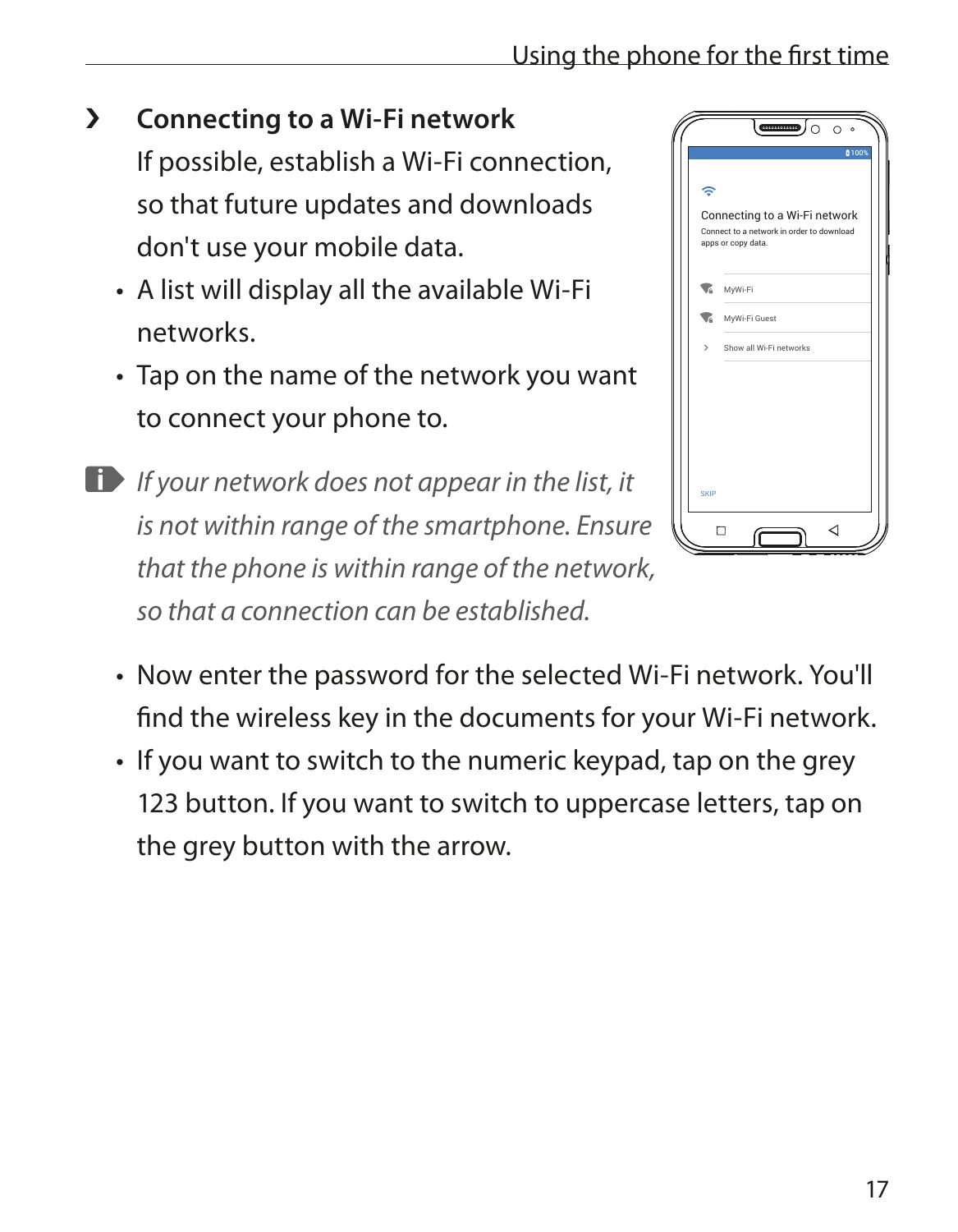## Connecting to a Wi-Fi network

If possible, establish a Wi-Fi connection, so that future updates and downloads don't use your mobile data.

- A list will display all the available Wi-Fi networks.
- Tap on the name of the network you want to connect your phone to.

*If your network does not appear in the list, it is not within range of the smartphone. Ensure that the phone is within range of the network, so that a connection can be established.*

- Now enter the password for the selected Wi-Fi network. You'll find the wireless key in the documents for your Wi-Fi network.
- If you want to switch to the numeric keypad, tap on the grey 123 button. If you want to switch to uppercase letters, tap on the grey button with the arrow.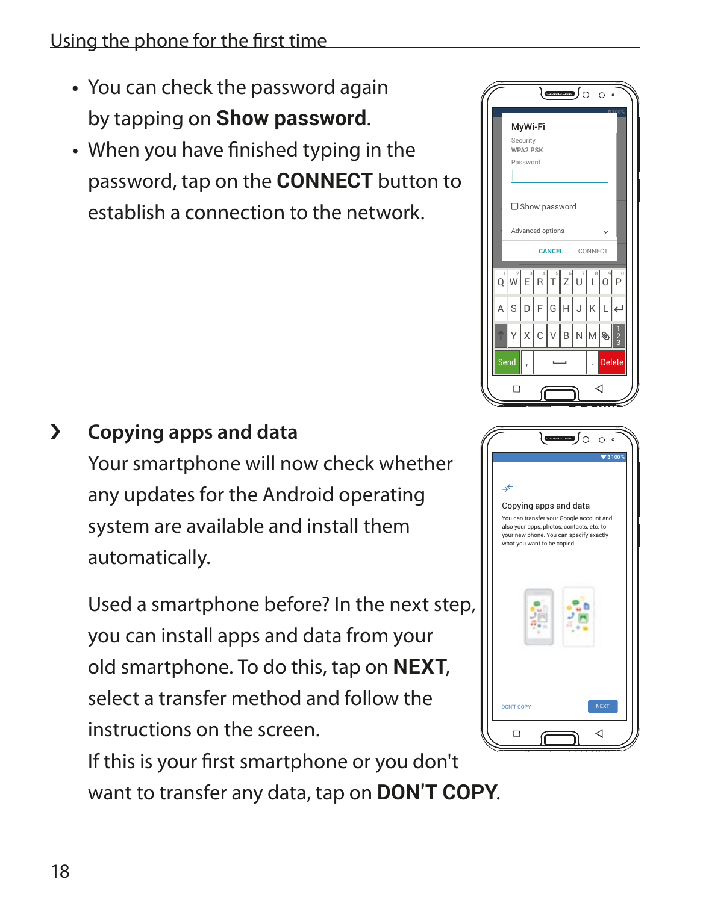- You can check the password again by tapping on **Show password**.
- When you have finished typing in the password, tap on the **CONNECT** button to establish a connection to the network.

## Copying apps and data

Your smartphone will now check whether any updates for the Android operating system are available and install them automatically.

Used a smartphone before? In the next step, you can install apps and data from your old smartphone. To do this, tap on **NEXT**, select a transfer method and follow the instructions on the screen.

If this is your first smartphone or you don't want to transfer any data, tap on **DON'T COPY**.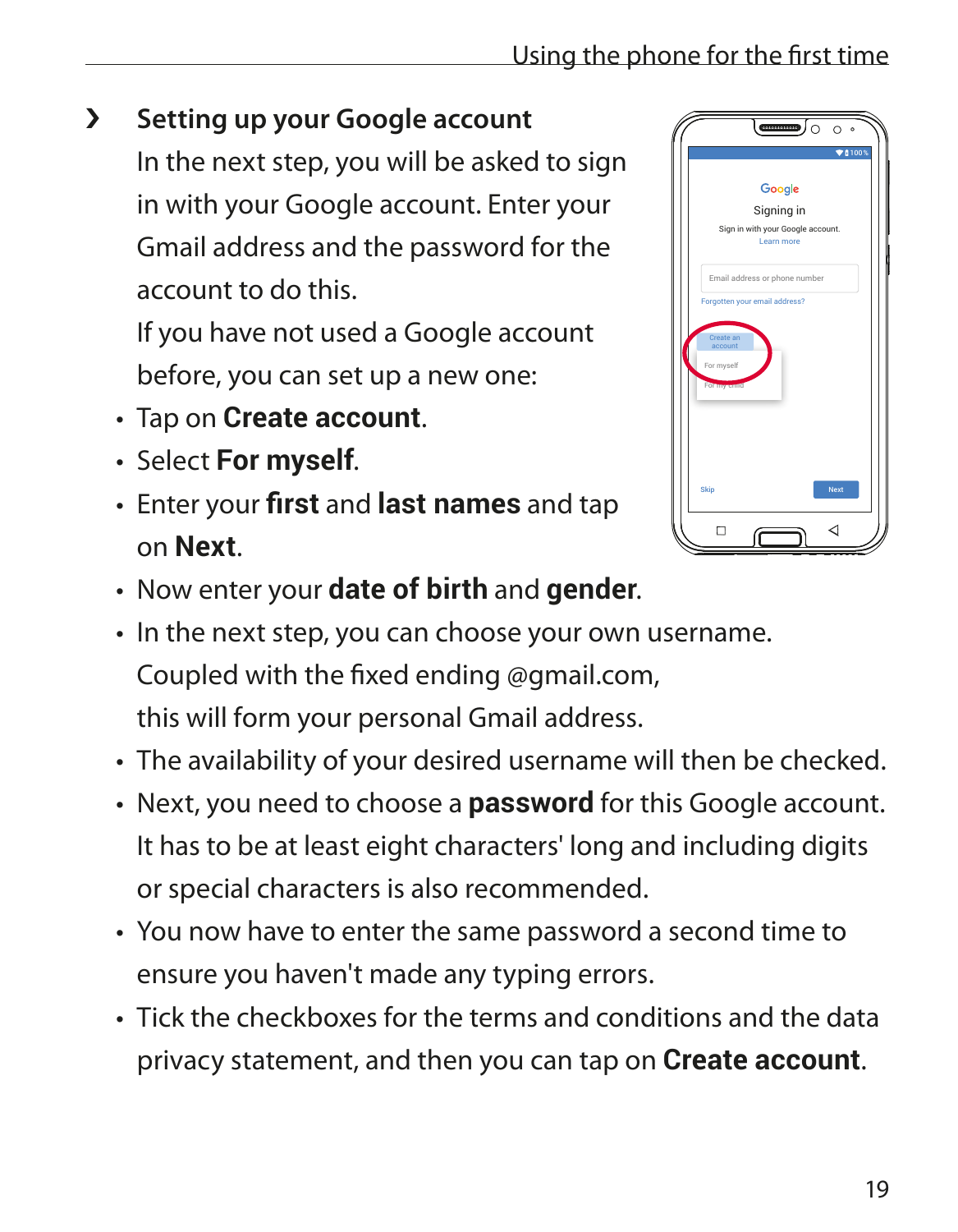## Setting up your Google account

In the next step, you will be asked to sign in with your Google account. Enter your Gmail address and the password for the account to do this.

If you have not used a Google account before, you can set up a new one:

- Tap on **Create account**.
- Select **For myself**.
- Enter your **first** and **last names** and tap on **Next**.
- Now enter your **date of birth** and **gender**.
- In the next step, you can choose your own username. Coupled with the fixed ending @gmail.com, this will form your personal Gmail address.
- The availability of your desired username will then be checked.
- Next, you need to choose a **password** for this Google account. It has to be at least eight characters' long and including digits or special characters is also recommended.
- You now have to enter the same password a second time to ensure you haven't made any typing errors.
- Tick the checkboxes for the terms and conditions and the data privacy statement, and then you can tap on **Create account**.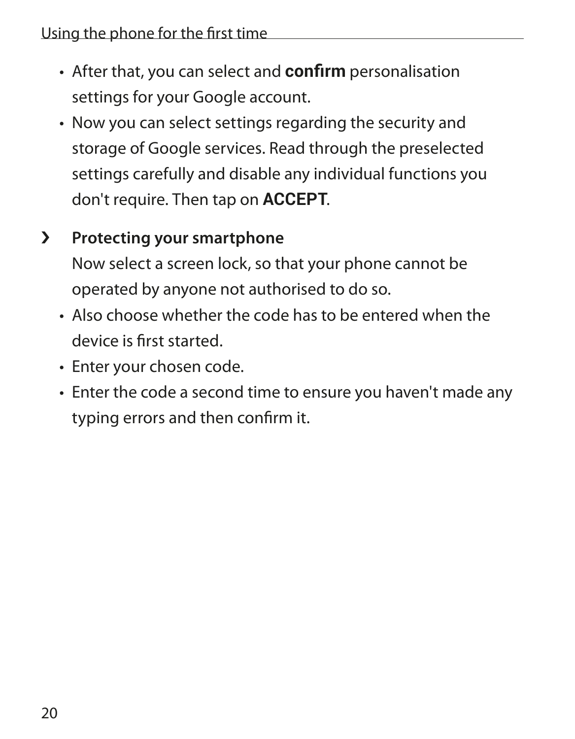- After that, you can select and **confirm** personalisation settings for your Google account.
- Now you can select settings regarding the security and storage of Google services. Read through the preselected settings carefully and disable any individual functions you don't require. Then tap on **ACCEPT**.

### › Protecting your smartphone

Now select a screen lock, so that your phone cannot be operated by anyone not authorised to do so.

- Also choose whether the code has to be entered when the device is first started.
- Enter your chosen code.
- Enter the code a second time to ensure you haven't made any typing errors and then confirm it.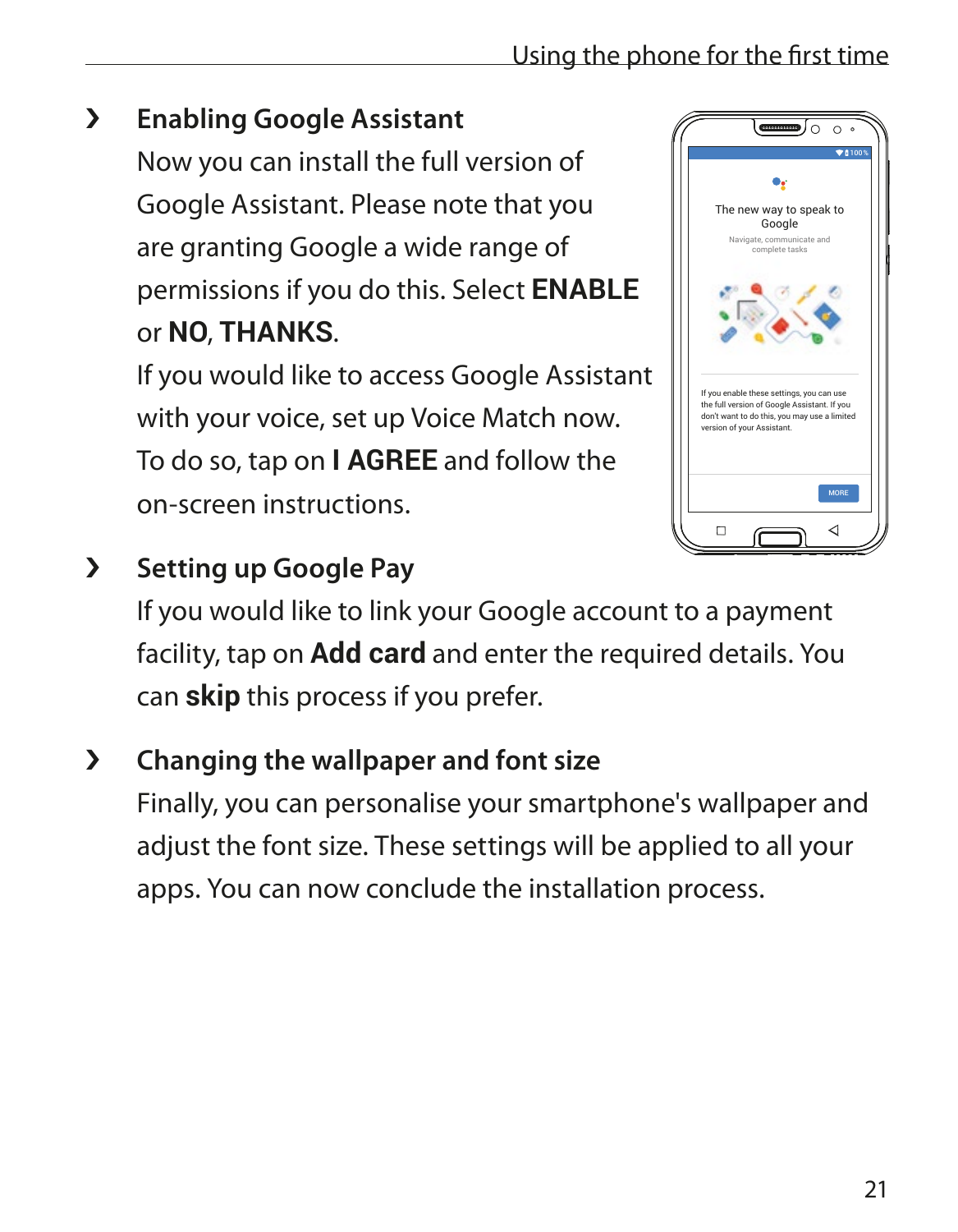## Enabling Google Assistant

Now you can install the full version of Google Assistant. Please note that you are granting Google a wide range of permissions if you do this. Select **ENABLE** or **NO**, **THANKS**.

If you would like to access Google Assistant with your voice, set up Voice Match now. To do so, tap on **I AGREE** and follow the on-screen instructions.

## Setting up Google Pay

If you would like to link your Google account to a payment facility, tap on **Add card** and enter the required details. You can **skip** this process if you prefer.

## Changing the wallpaper and font size

Finally, you can personalise your smartphone's wallpaper and adjust the font size. These settings will be applied to all your apps. You can now conclude the installation process.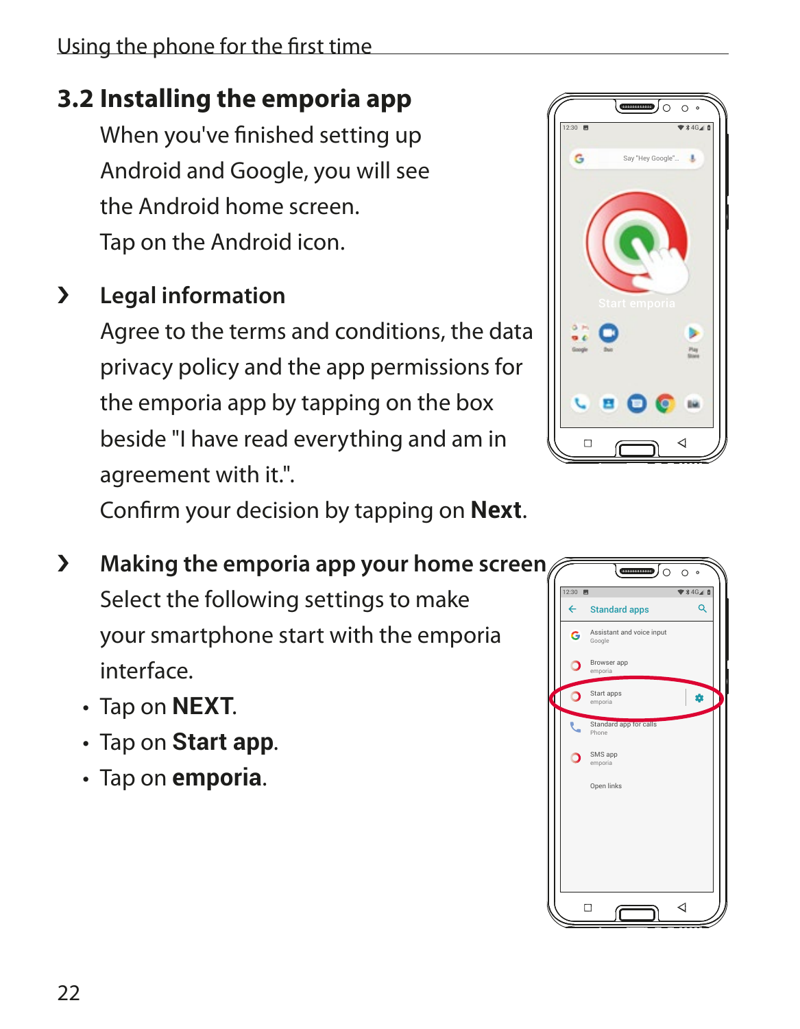## 3.2 Installing the emporia app

When you've finished setting up Android and Google, you will see the Android home screen.
Tap on the Android icon.

› **Legal information**

Agree to the terms and conditions, the data privacy policy and the app permissions for the emporia app by tapping on the box beside "I have read everything and am in agreement with it.".
Confirm your decision by tapping on **Next**.

› **Making the emporia app your home screen**

Select the following settings to make your smartphone start with the emporia interface.

- Tap on **NEXT**.
- Tap on **Start app**.
- Tap on **emporia**.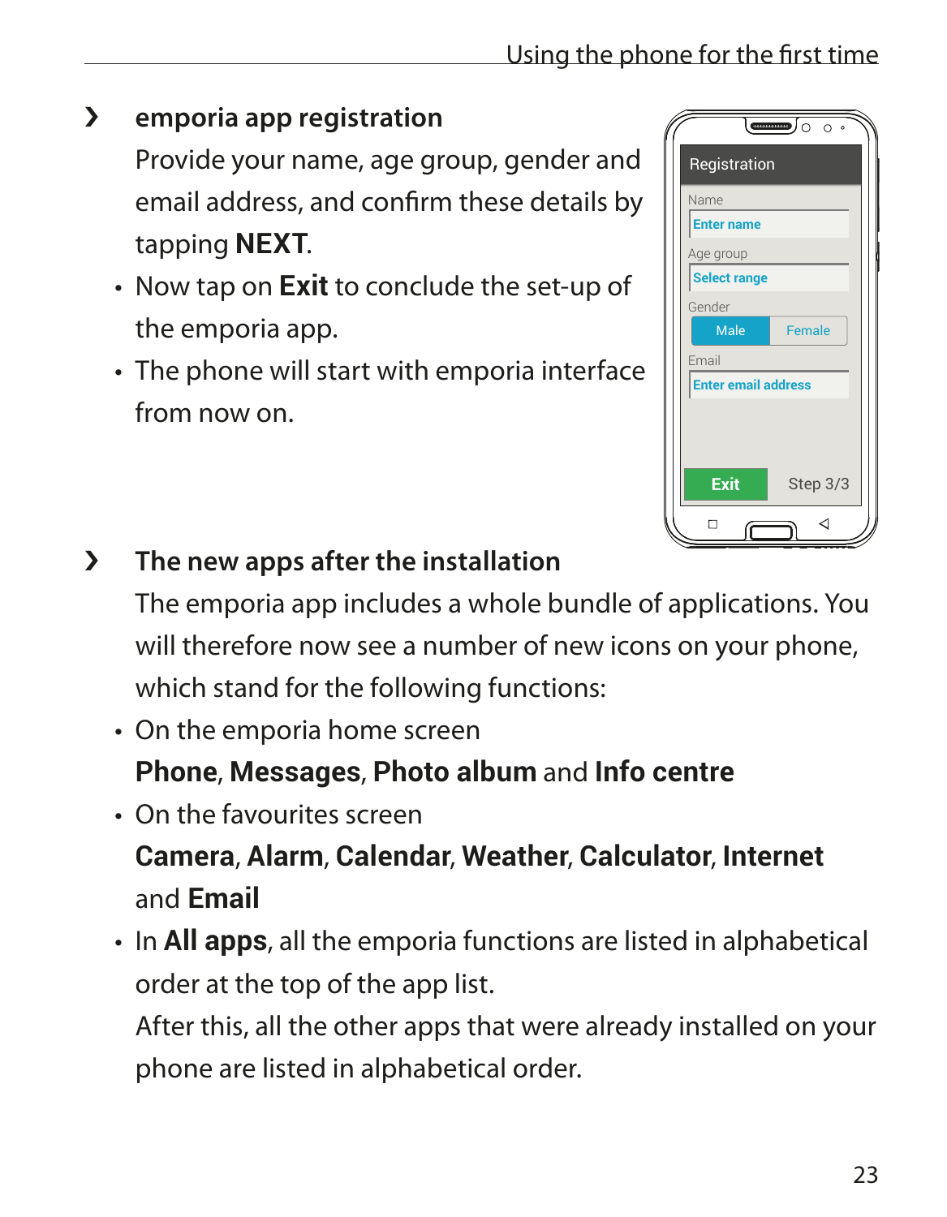## emporia app registration

Provide your name, age group, gender and email address, and confirm these details by tapping **NEXT**.

- Now tap on **Exit** to conclude the set-up of the emporia app.
- The phone will start with emporia interface from now on.

## The new apps after the installation

The emporia app includes a whole bundle of applications. You will therefore now see a number of new icons on your phone, which stand for the following functions:

- On the emporia home screen
  **Phone**, **Messages**, **Photo album** and **Info centre**
- On the favourites screen
  **Camera**, **Alarm**, **Calendar**, **Weather**, **Calculator**, **Internet** and **Email**
- In **All apps**, all the emporia functions are listed in alphabetical order at the top of the app list.
  After this, all the other apps that were already installed on your phone are listed in alphabetical order.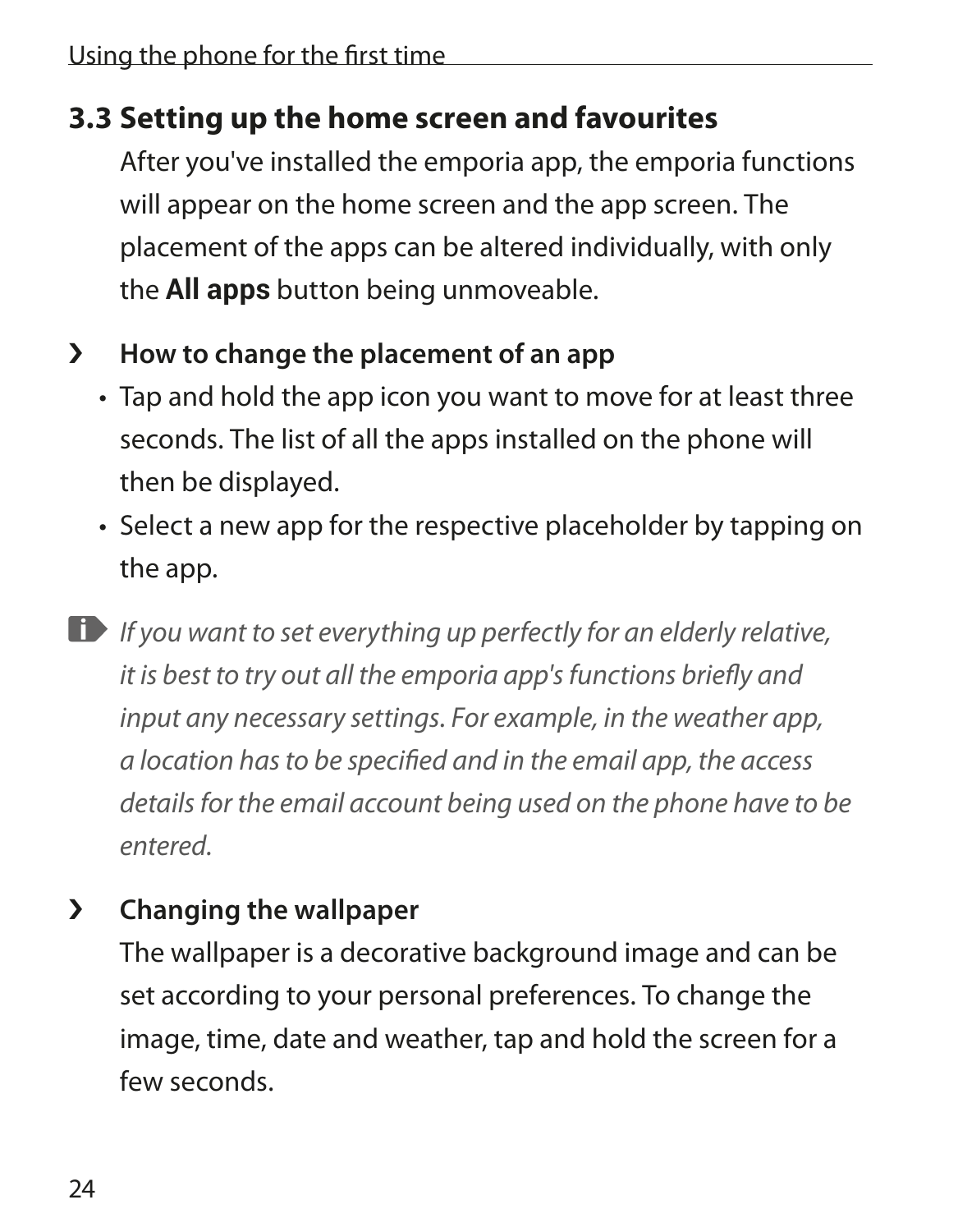## 3.3 Setting up the home screen and favourites

After you've installed the emporia app, the emporia functions will appear on the home screen and the app screen. The placement of the apps can be altered individually, with only the **All apps** button being unmoveable.

### › How to change the placement of an app

- Tap and hold the app icon you want to move for at least three seconds. The list of all the apps installed on the phone will then be displayed.
- Select a new app for the respective placeholder by tapping on the app.

*If you want to set everything up perfectly for an elderly relative, it is best to try out all the emporia app's functions briefly and input any necessary settings. For example, in the weather app, a location has to be specified and in the email app, the access details for the email account being used on the phone have to be entered.*

### › Changing the wallpaper

The wallpaper is a decorative background image and can be set according to your personal preferences. To change the image, time, date and weather, tap and hold the screen for a few seconds.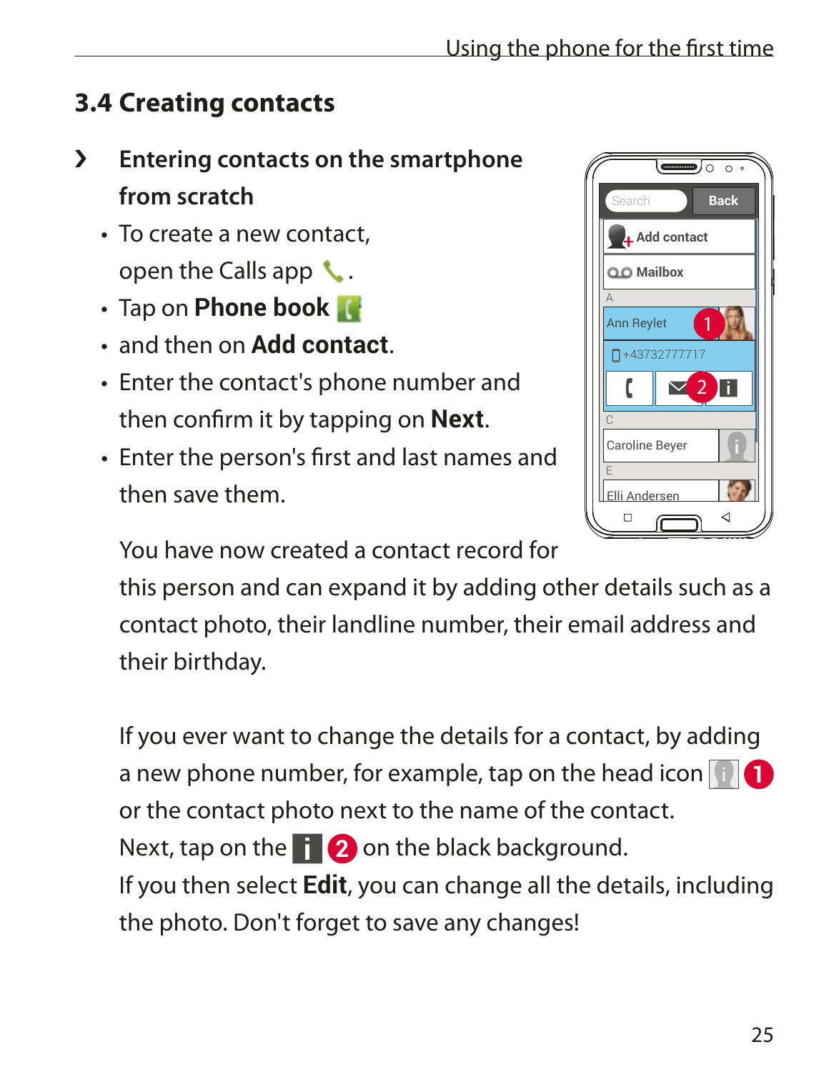## 3.4 Creating contacts

› **Entering contacts on the smartphone from scratch**

- To create a new contact, open the Calls app.
- Tap on **Phone book**
- and then on **Add contact**.
- Enter the contact's phone number and then confirm it by tapping on **Next**.
- Enter the person's first and last names and then save them.

You have now created a contact record for this person and can expand it by adding other details such as a contact photo, their landline number, their email address and their birthday.

If you ever want to change the details for a contact, by adding a new phone number, for example, tap on the head icon 1 or the contact photo next to the name of the contact.
Next, tap on the i 2 on the black background.
If you then select **Edit**, you can change all the details, including the photo. Don't forget to save any changes!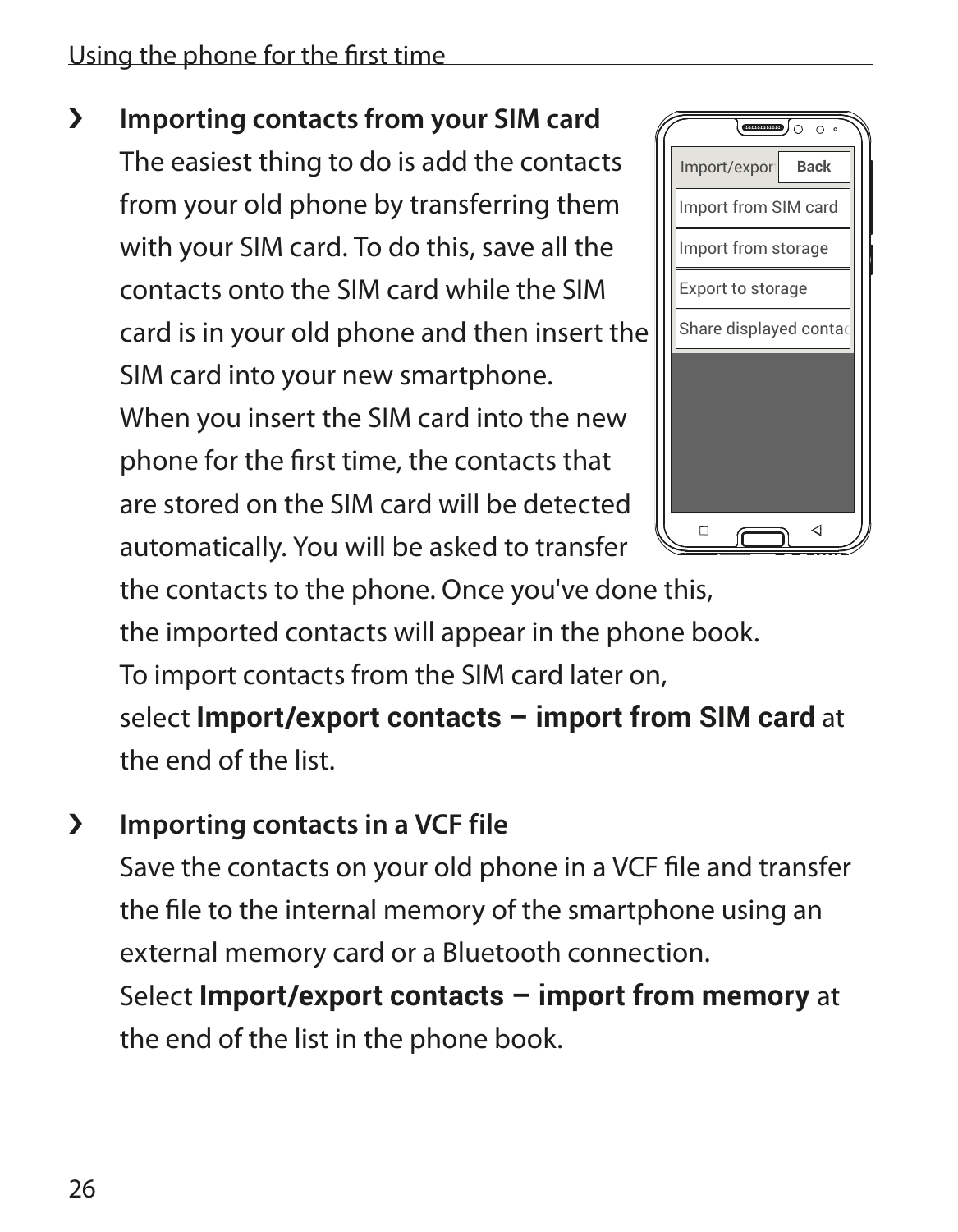› **Importing contacts from your SIM card**

The easiest thing to do is add the contacts from your old phone by transferring them with your SIM card. To do this, save all the contacts onto the SIM card while the SIM card is in your old phone and then insert the SIM card into your new smartphone.

When you insert the SIM card into the new phone for the first time, the contacts that are stored on the SIM card will be detected automatically. You will be asked to transfer the contacts to the phone. Once you've done this, the imported contacts will appear in the phone book.

To import contacts from the SIM card later on, select **Import/export contacts – import from SIM card** at the end of the list.

› **Importing contacts in a VCF file**

Save the contacts on your old phone in a VCF file and transfer the file to the internal memory of the smartphone using an external memory card or a Bluetooth connection.

Select **Import/export contacts – import from memory** at the end of the list in the phone book.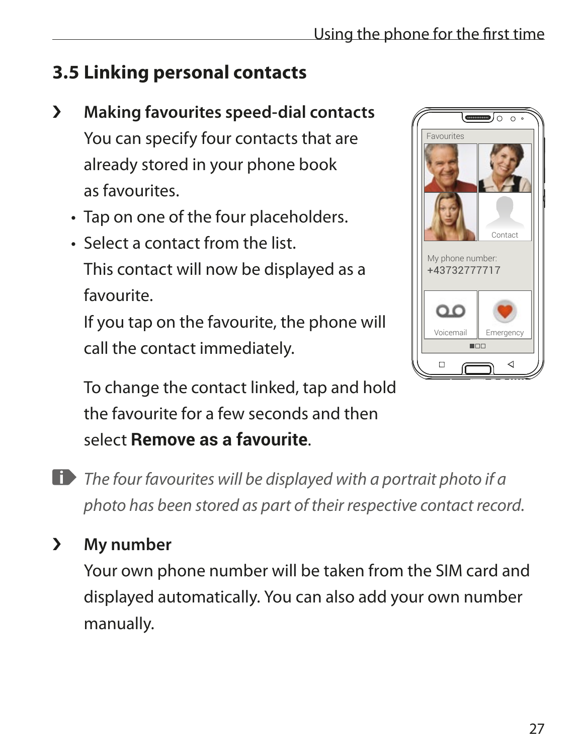## 3.5 Linking personal contacts

› **Making favourites speed-dial contacts**

You can specify four contacts that are already stored in your phone book as favourites.

- Tap on one of the four placeholders.
- Select a contact from the list.

This contact will now be displayed as a favourite.

If you tap on the favourite, the phone will call the contact immediately.

To change the contact linked, tap and hold the favourite for a few seconds and then select **Remove as a favourite**.

*The four favourites will be displayed with a portrait photo if a photo has been stored as part of their respective contact record.*

› **My number**

Your own phone number will be taken from the SIM card and displayed automatically. You can also add your own number manually.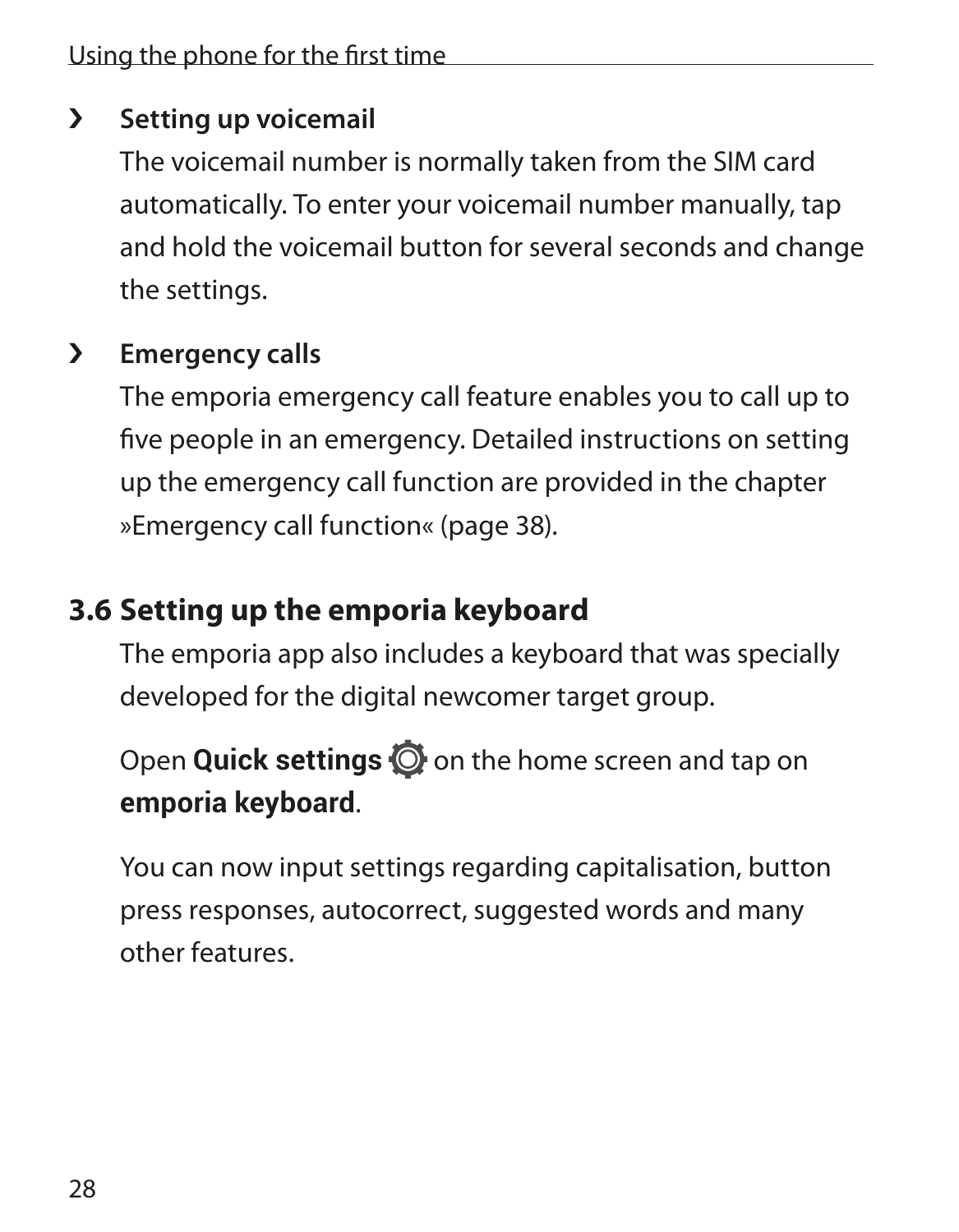› **Setting up voicemail**

The voicemail number is normally taken from the SIM card automatically. To enter your voicemail number manually, tap and hold the voicemail button for several seconds and change the settings.

› **Emergency calls**

The emporia emergency call feature enables you to call up to five people in an emergency. Detailed instructions on setting up the emergency call function are provided in the chapter »Emergency call function« (page 38).

## 3.6 Setting up the emporia keyboard

The emporia app also includes a keyboard that was specially developed for the digital newcomer target group.

Open **Quick settings** on the home screen and tap on **emporia keyboard**.

You can now input settings regarding capitalisation, button press responses, autocorrect, suggested words and many other features.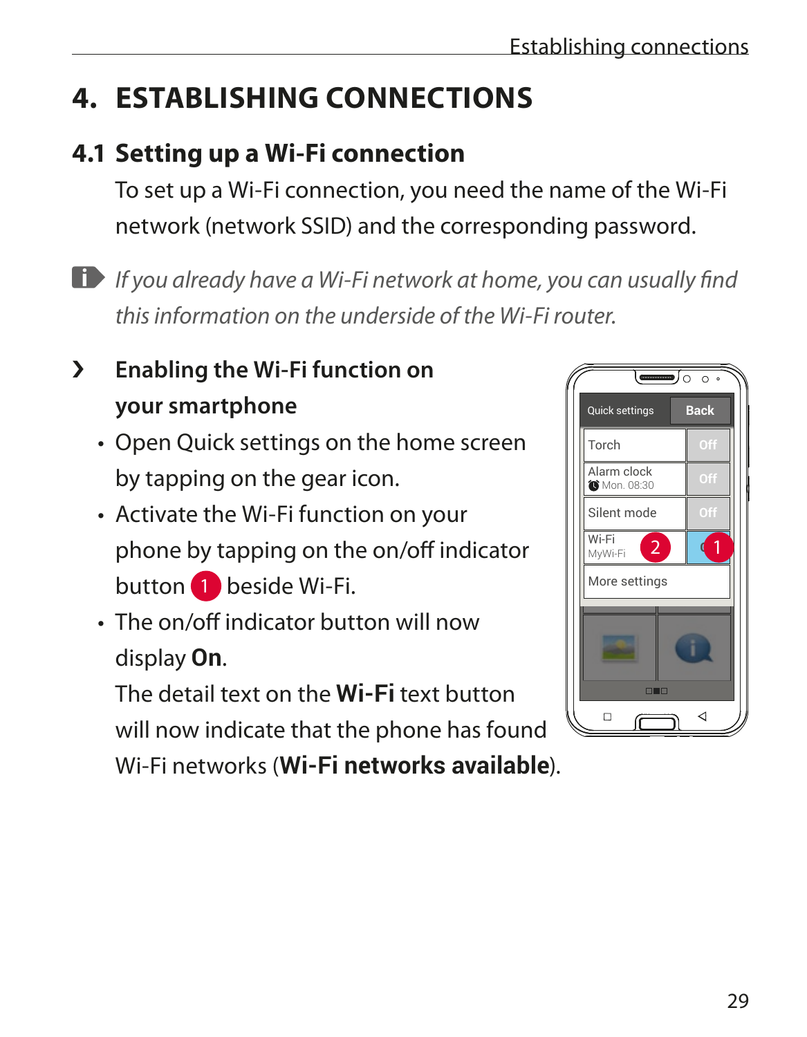# 4. ESTABLISHING CONNECTIONS

## 4.1 Setting up a Wi-Fi connection

To set up a Wi-Fi connection, you need the name of the Wi-Fi network (network SSID) and the corresponding password.

*If you already have a Wi-Fi network at home, you can usually find this information on the underside of the Wi-Fi router.*

### › Enabling the Wi-Fi function on your smartphone

- Open Quick settings on the home screen by tapping on the gear icon.
- Activate the Wi-Fi function on your phone by tapping on the on/off indicator button 1 beside Wi-Fi.
- The on/off indicator button will now display **On**.
  The detail text on the **Wi-Fi** text button will now indicate that the phone has found Wi-Fi networks (**Wi-Fi networks available**).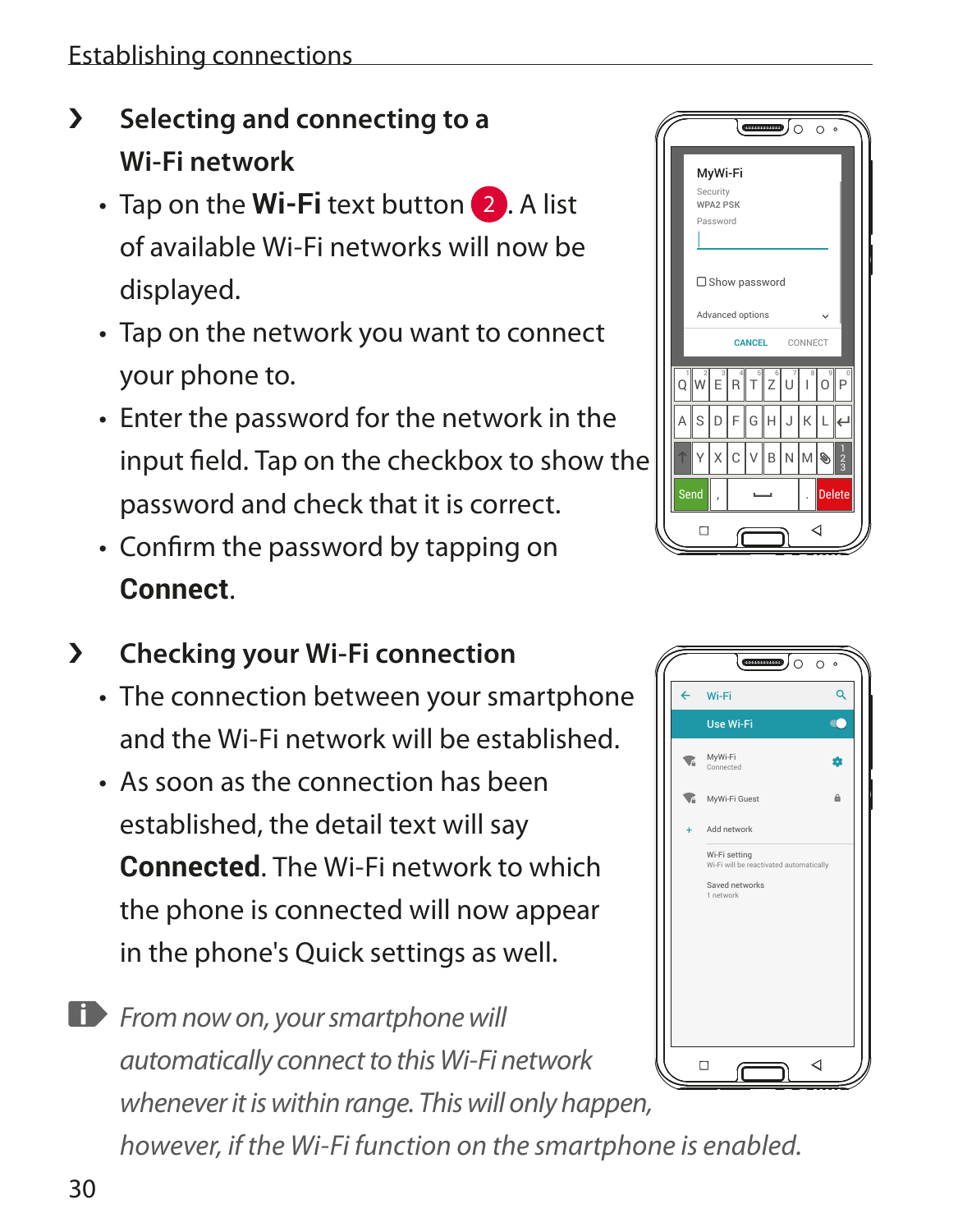## Selecting and connecting to a Wi-Fi network

- Tap on the **Wi-Fi** text button 2. A list of available Wi-Fi networks will now be displayed.
- Tap on the network you want to connect your phone to.
- Enter the password for the network in the input field. Tap on the checkbox to show the password and check that it is correct.
- Confirm the password by tapping on **Connect**.

## Checking your Wi-Fi connection

- The connection between your smartphone and the Wi-Fi network will be established.
- As soon as the connection has been established, the detail text will say **Connected**. The Wi-Fi network to which the phone is connected will now appear in the phone's Quick settings as well.

*From now on, your smartphone will automatically connect to this Wi-Fi network whenever it is within range. This will only happen, however, if the Wi-Fi function on the smartphone is enabled.*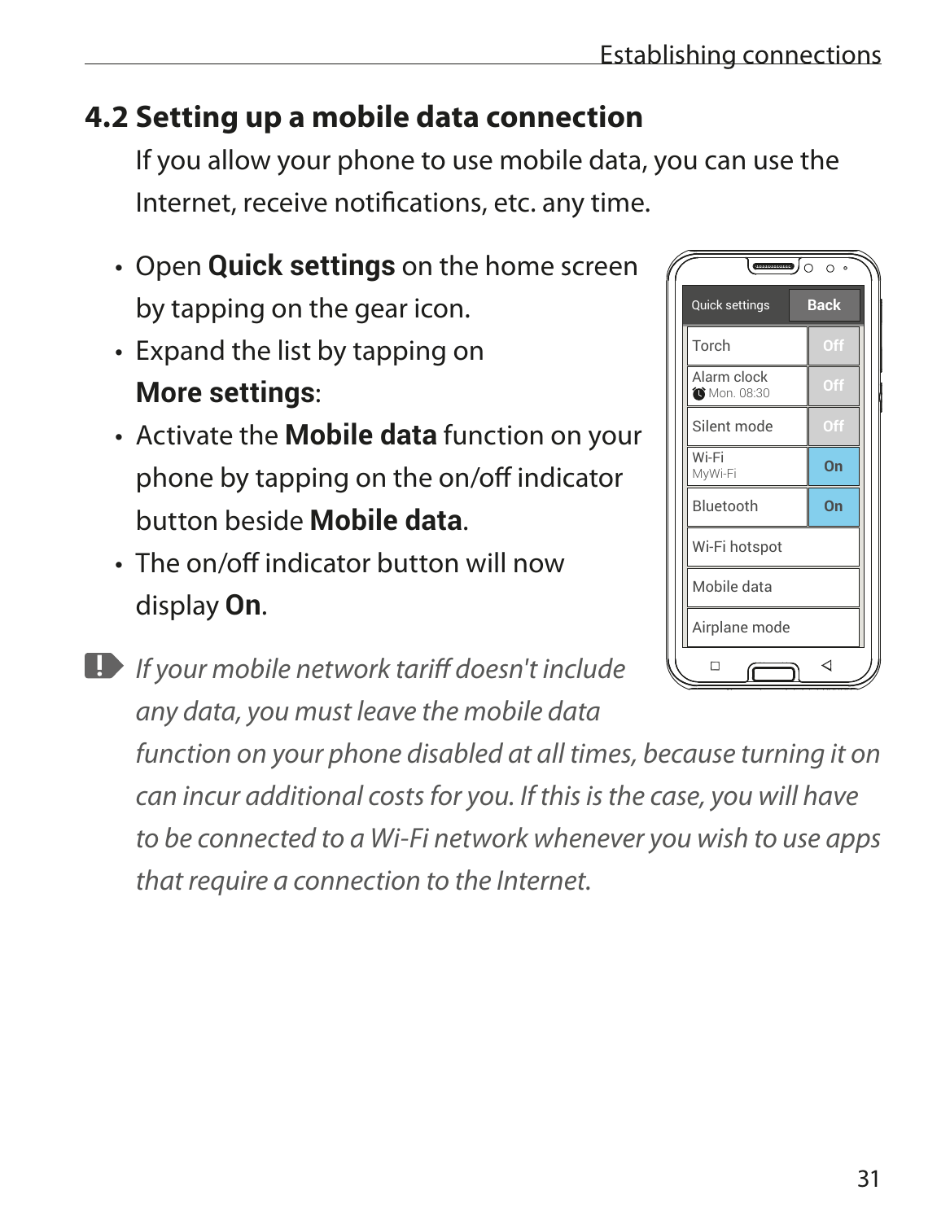## 4.2 Setting up a mobile data connection

If you allow your phone to use mobile data, you can use the Internet, receive notifications, etc. any time.

- Open **Quick settings** on the home screen by tapping on the gear icon.
- Expand the list by tapping on **More settings**:
- Activate the **Mobile data** function on your phone by tapping on the on/off indicator button beside **Mobile data**.
- The on/off indicator button will now display **On**.

*If your mobile network tariff doesn't include any data, you must leave the mobile data function on your phone disabled at all times, because turning it on can incur additional costs for you. If this is the case, you will have to be connected to a Wi-Fi network whenever you wish to use apps that require a connection to the Internet.*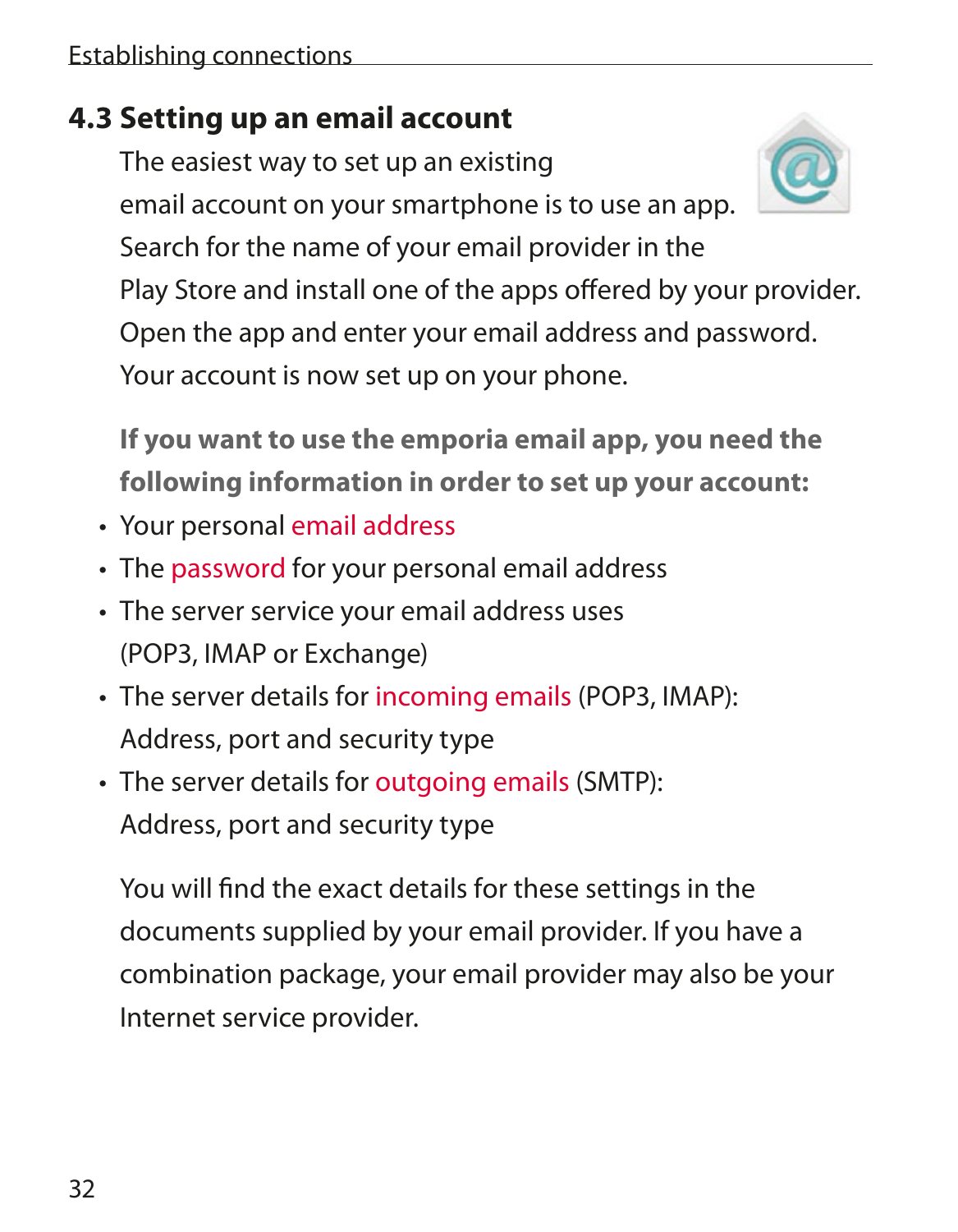## 4.3 Setting up an email account

The easiest way to set up an existing email account on your smartphone is to use an app. Search for the name of your email provider in the Play Store and install one of the apps offered by your provider. Open the app and enter your email address and password. Your account is now set up on your phone.

**If you want to use the emporia email app, you need the following information in order to set up your account:**

- Your personal email address
- The password for your personal email address
- The server service your email address uses (POP3, IMAP or Exchange)
- The server details for incoming emails (POP3, IMAP): Address, port and security type
- The server details for outgoing emails (SMTP): Address, port and security type

You will find the exact details for these settings in the documents supplied by your email provider. If you have a combination package, your email provider may also be your Internet service provider.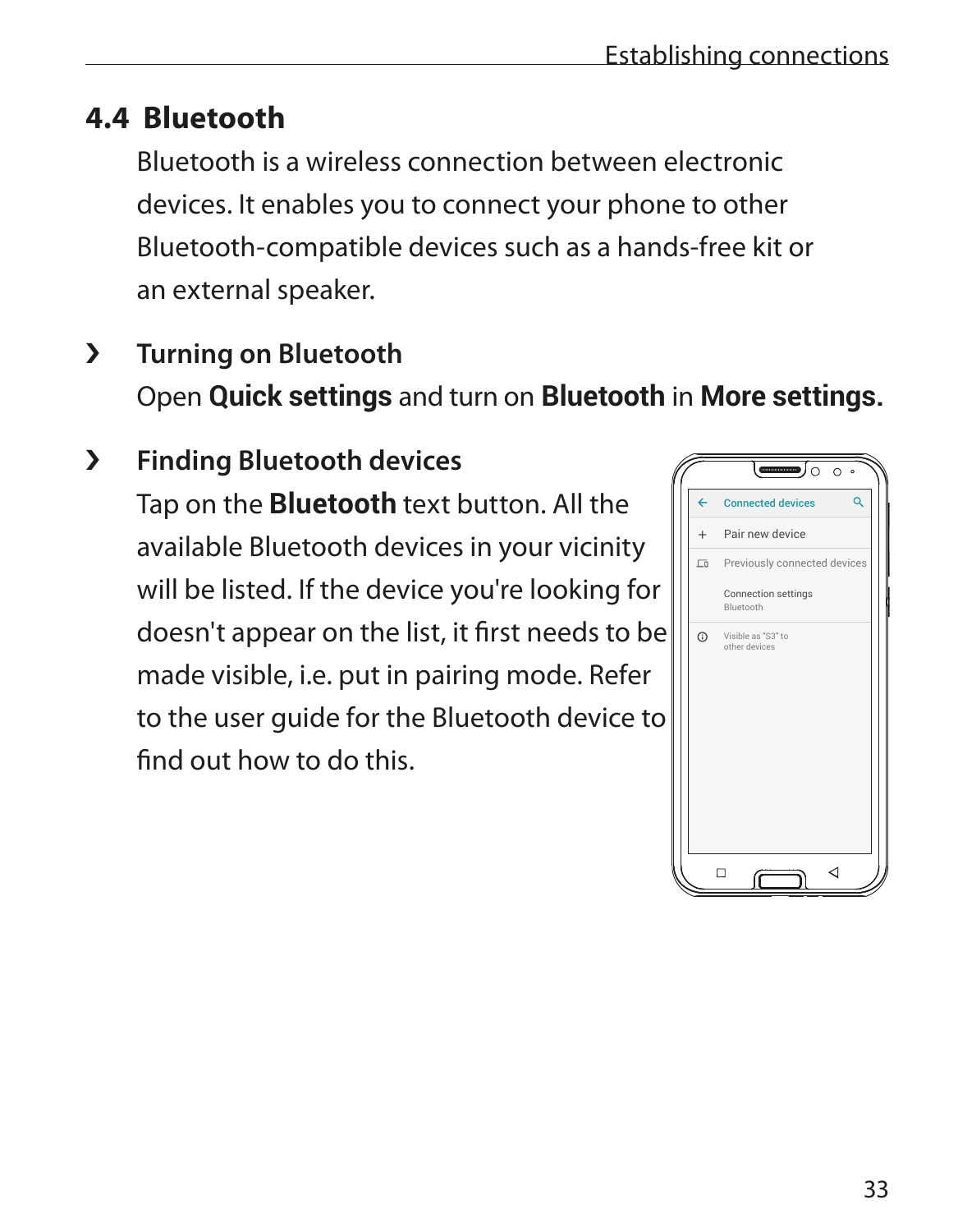## 4.4 Bluetooth

Bluetooth is a wireless connection between electronic devices. It enables you to connect your phone to other Bluetooth-compatible devices such as a hands-free kit or an external speaker.

### › Turning on Bluetooth

Open **Quick settings** and turn on **Bluetooth** in **More settings.**

### › Finding Bluetooth devices

Tap on the **Bluetooth** text button. All the available Bluetooth devices in your vicinity will be listed. If the device you're looking for doesn't appear on the list, it first needs to be made visible, i.e. put in pairing mode. Refer to the user guide for the Bluetooth device to find out how to do this.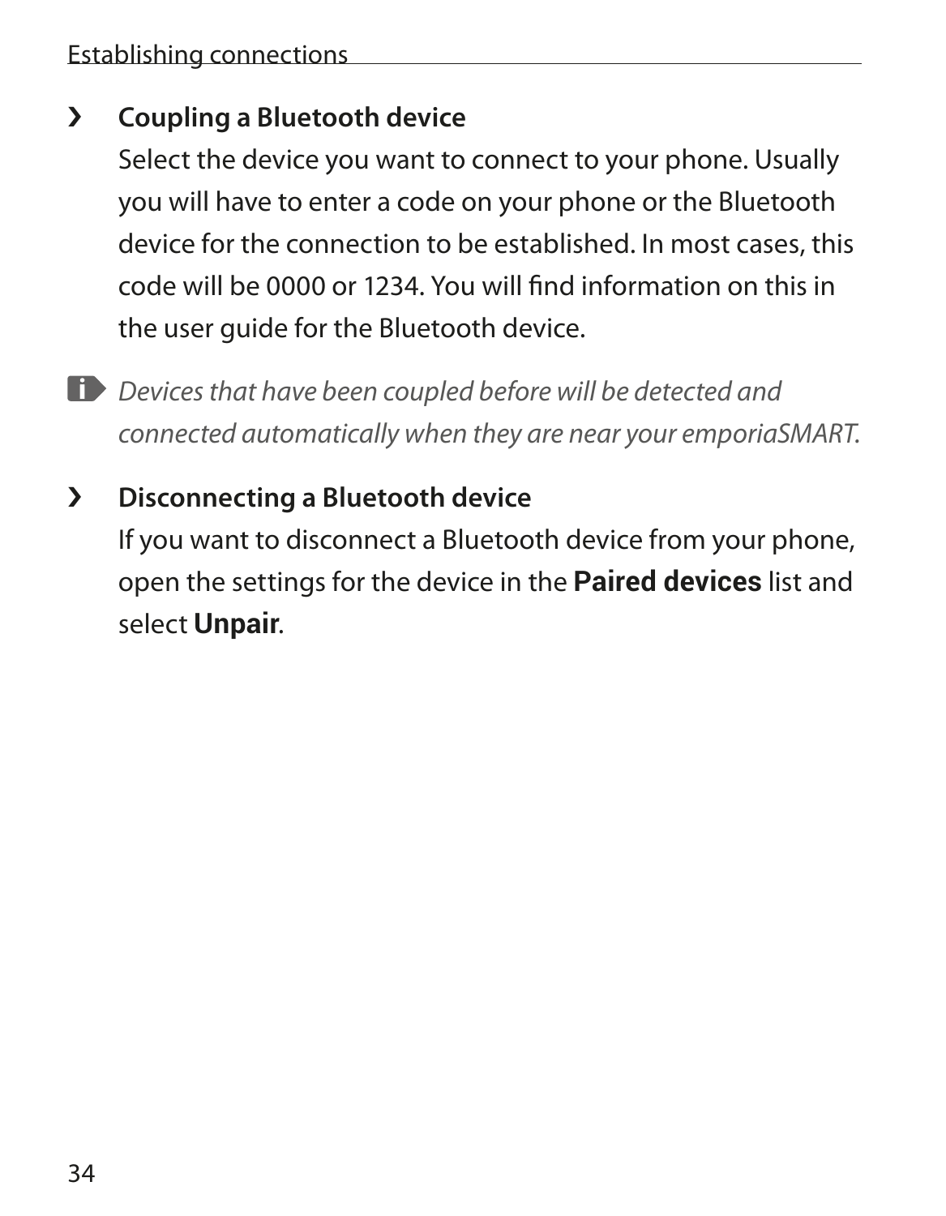## › Coupling a Bluetooth device

Select the device you want to connect to your phone. Usually you will have to enter a code on your phone or the Bluetooth device for the connection to be established. In most cases, this code will be 0000 or 1234. You will find information on this in the user guide for the Bluetooth device.

*Devices that have been coupled before will be detected and connected automatically when they are near your emporiaSMART.*

## › Disconnecting a Bluetooth device

If you want to disconnect a Bluetooth device from your phone, open the settings for the device in the **Paired devices** list and select **Unpair**.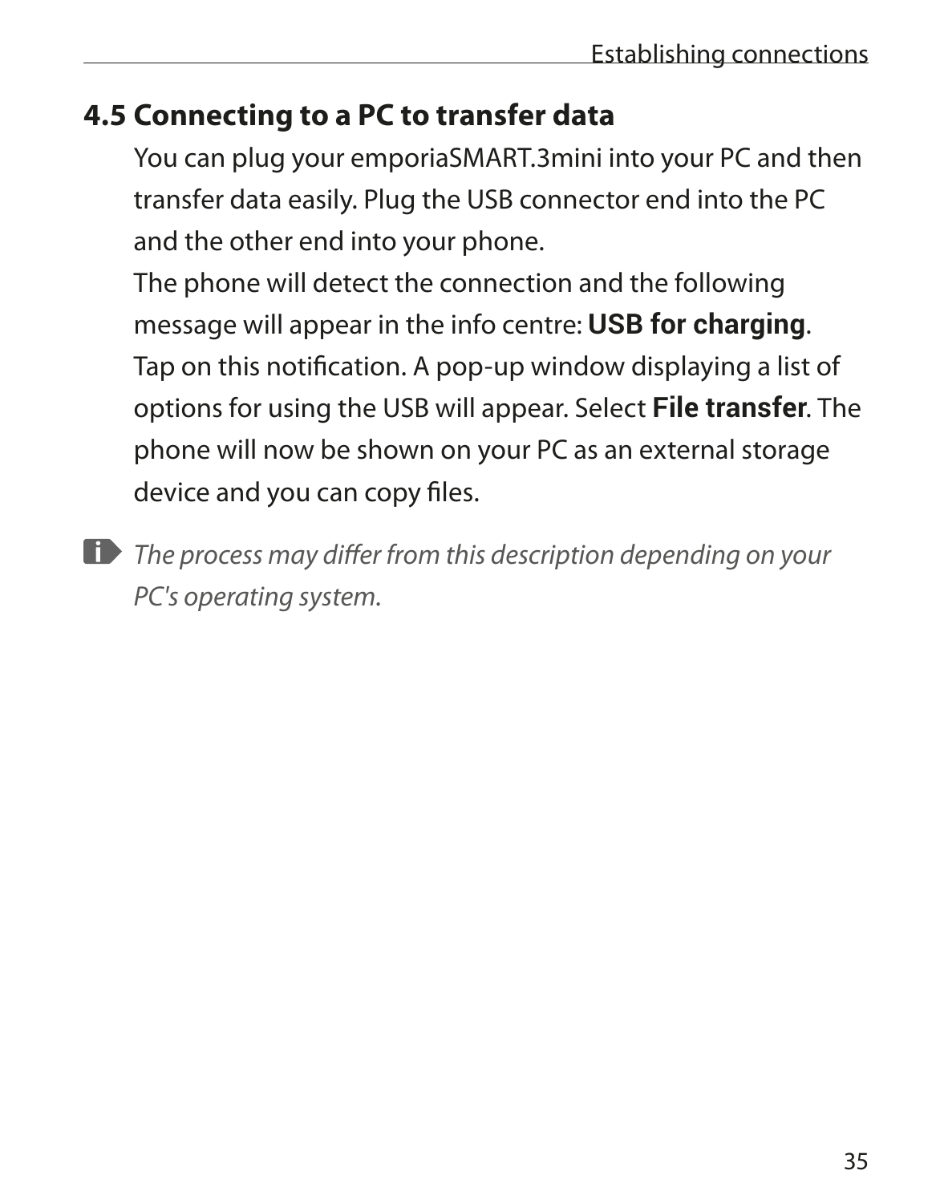## 4.5 Connecting to a PC to transfer data

You can plug your emporiaSMART.3mini into your PC and then transfer data easily. Plug the USB connector end into the PC and the other end into your phone.
The phone will detect the connection and the following message will appear in the info centre: **USB for charging**.
Tap on this notification. A pop-up window displaying a list of options for using the USB will appear. Select **File transfer**. The phone will now be shown on your PC as an external storage device and you can copy files.

*The process may differ from this description depending on your PC's operating system.*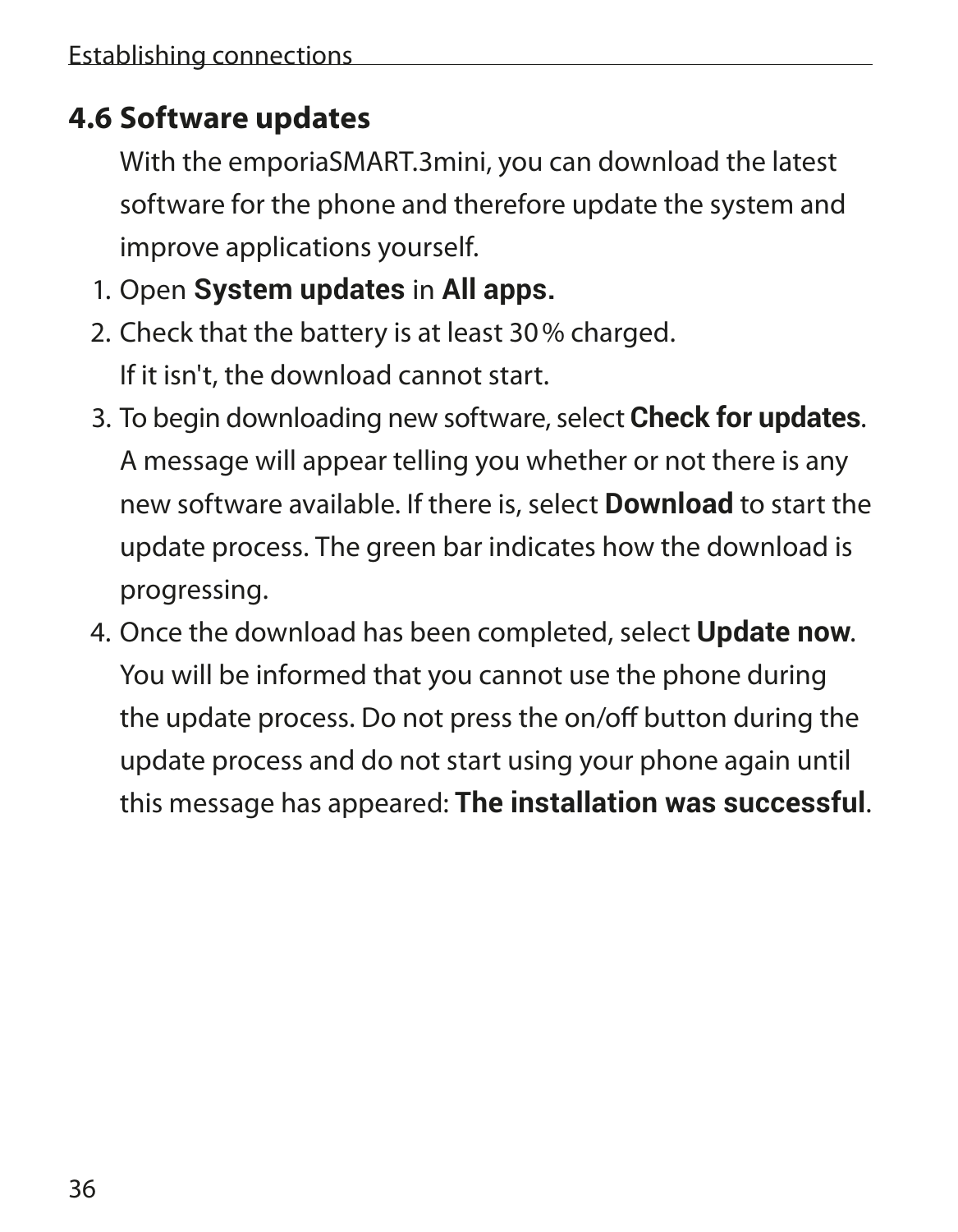## 4.6 Software updates

With the emporiaSMART.3mini, you can download the latest software for the phone and therefore update the system and improve applications yourself.

1. Open **System updates** in **All apps.**
2. Check that the battery is at least 30 % charged.
   If it isn't, the download cannot start.
3. To begin downloading new software, select **Check for updates**.
   A message will appear telling you whether or not there is any new software available. If there is, select **Download** to start the update process. The green bar indicates how the download is progressing.
4. Once the download has been completed, select **Update now**.
   You will be informed that you cannot use the phone during the update process. Do not press the on/off button during the update process and do not start using your phone again until this message has appeared: **The installation was successful**.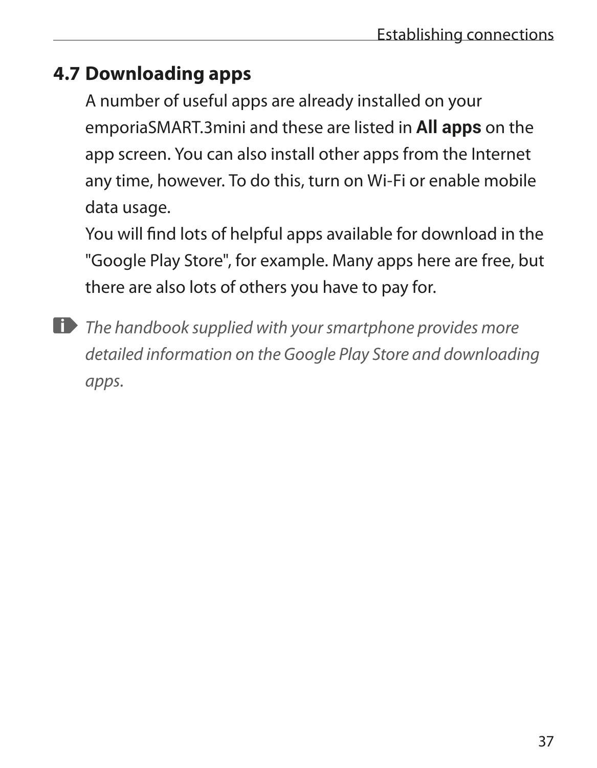## 4.7 Downloading apps

A number of useful apps are already installed on your emporiaSMART.3mini and these are listed in **All apps** on the app screen. You can also install other apps from the Internet any time, however. To do this, turn on Wi-Fi or enable mobile data usage.

You will find lots of helpful apps available for download in the "Google Play Store", for example. Many apps here are free, but there are also lots of others you have to pay for.

*The handbook supplied with your smartphone provides more detailed information on the Google Play Store and downloading apps.*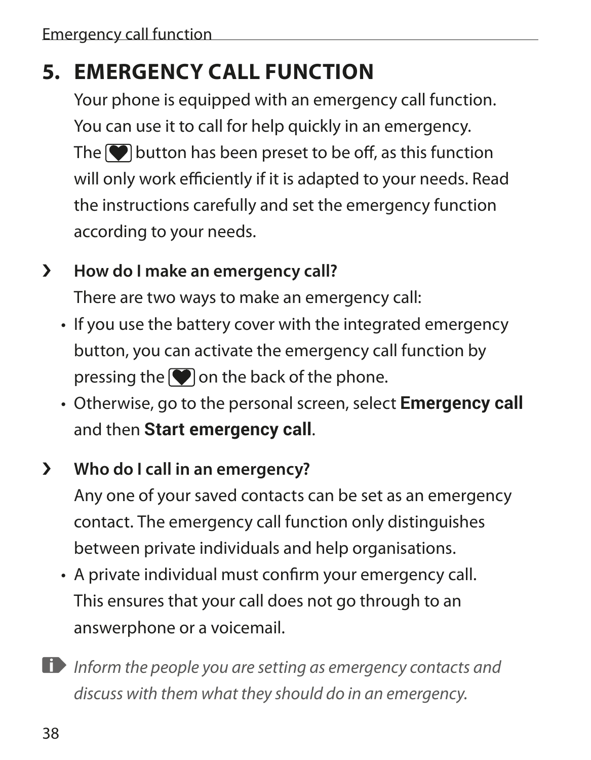# 5. EMERGENCY CALL FUNCTION

Your phone is equipped with an emergency call function. You can use it to call for help quickly in an emergency. The ♥ button has been preset to be off, as this function will only work efficiently if it is adapted to your needs. Read the instructions carefully and set the emergency function according to your needs.

› **How do I make an emergency call?**

There are two ways to make an emergency call:

- If you use the battery cover with the integrated emergency button, you can activate the emergency call function by pressing the ♥ on the back of the phone.
- Otherwise, go to the personal screen, select **Emergency call** and then **Start emergency call**.

› **Who do I call in an emergency?**

Any one of your saved contacts can be set as an emergency contact. The emergency call function only distinguishes between private individuals and help organisations.

- A private individual must confirm your emergency call. This ensures that your call does not go through to an answerphone or a voicemail.

*Inform the people you are setting as emergency contacts and discuss with them what they should do in an emergency.*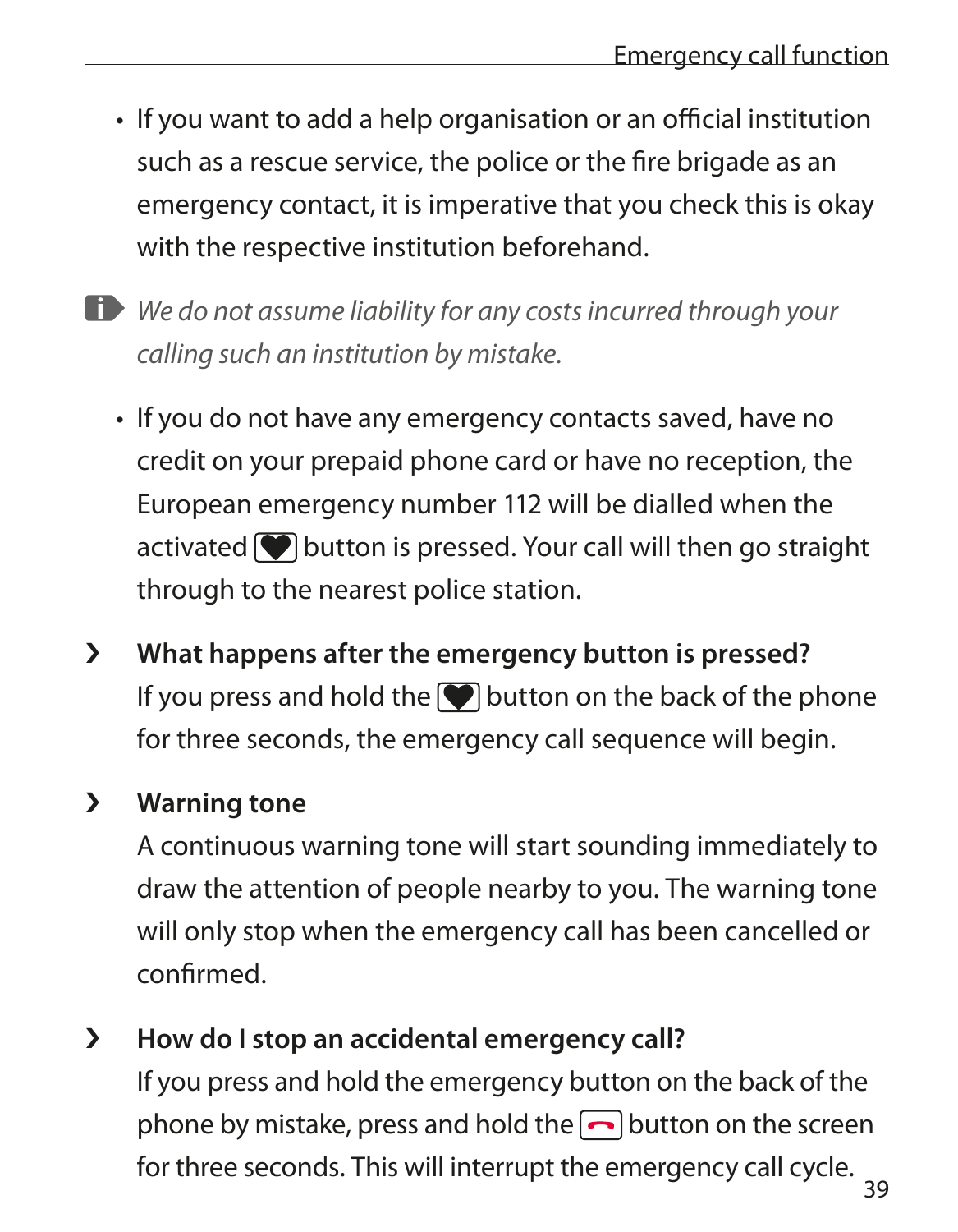- If you want to add a help organisation or an official institution such as a rescue service, the police or the fire brigade as an emergency contact, it is imperative that you check this is okay with the respective institution beforehand.

*We do not assume liability for any costs incurred through your calling such an institution by mistake.*

- If you do not have any emergency contacts saved, have no credit on your prepaid phone card or have no reception, the European emergency number 112 will be dialled when the activated ♥ button is pressed. Your call will then go straight through to the nearest police station.

› **What happens after the emergency button is pressed?**
If you press and hold the ♥ button on the back of the phone for three seconds, the emergency call sequence will begin.

› **Warning tone**
A continuous warning tone will start sounding immediately to draw the attention of people nearby to you. The warning tone will only stop when the emergency call has been cancelled or confirmed.

› **How do I stop an accidental emergency call?**
If you press and hold the emergency button on the back of the phone by mistake, press and hold the ☎ button on the screen for three seconds. This will interrupt the emergency call cycle.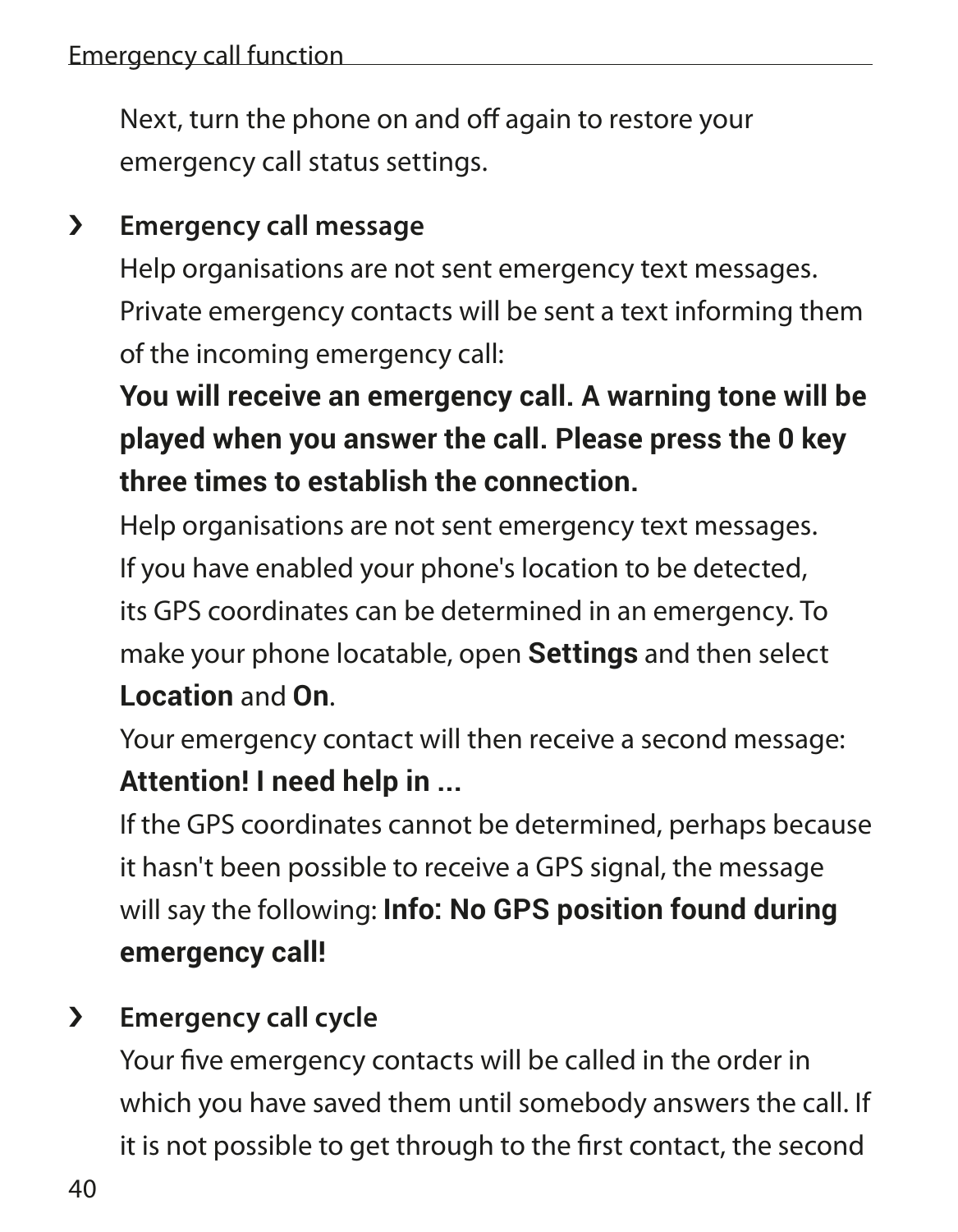Next, turn the phone on and off again to restore your emergency call status settings.

› **Emergency call message**

Help organisations are not sent emergency text messages. Private emergency contacts will be sent a text informing them of the incoming emergency call:

**You will receive an emergency call. A warning tone will be played when you answer the call. Please press the 0 key three times to establish the connection.**

Help organisations are not sent emergency text messages. If you have enabled your phone's location to be detected, its GPS coordinates can be determined in an emergency. To make your phone locatable, open **Settings** and then select **Location** and **On**.

Your emergency contact will then receive a second message: **Attention! I need help in ...**

If the GPS coordinates cannot be determined, perhaps because it hasn't been possible to receive a GPS signal, the message will say the following: **Info: No GPS position found during emergency call!**

› **Emergency call cycle**

Your five emergency contacts will be called in the order in which you have saved them until somebody answers the call. If it is not possible to get through to the first contact, the second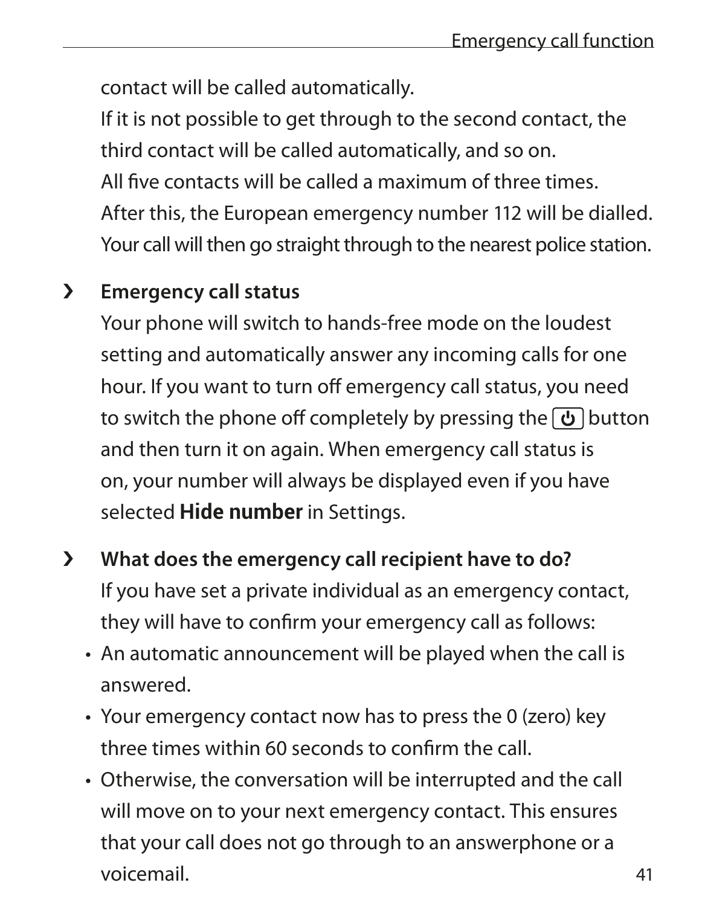contact will be called automatically.
If it is not possible to get through to the second contact, the third contact will be called automatically, and so on.
All five contacts will be called a maximum of three times.
After this, the European emergency number 112 will be dialled.
Your call will then go straight through to the nearest police station.

› **Emergency call status**
Your phone will switch to hands-free mode on the loudest setting and automatically answer any incoming calls for one hour. If you want to turn off emergency call status, you need to switch the phone off completely by pressing the ⏻ button and then turn it on again. When emergency call status is on, your number will always be displayed even if you have selected **Hide number** in Settings.

› **What does the emergency call recipient have to do?**
If you have set a private individual as an emergency contact, they will have to confirm your emergency call as follows:

- An automatic announcement will be played when the call is answered.
- Your emergency contact now has to press the 0 (zero) key three times within 60 seconds to confirm the call.
- Otherwise, the conversation will be interrupted and the call will move on to your next emergency contact. This ensures that your call does not go through to an answerphone or a voicemail.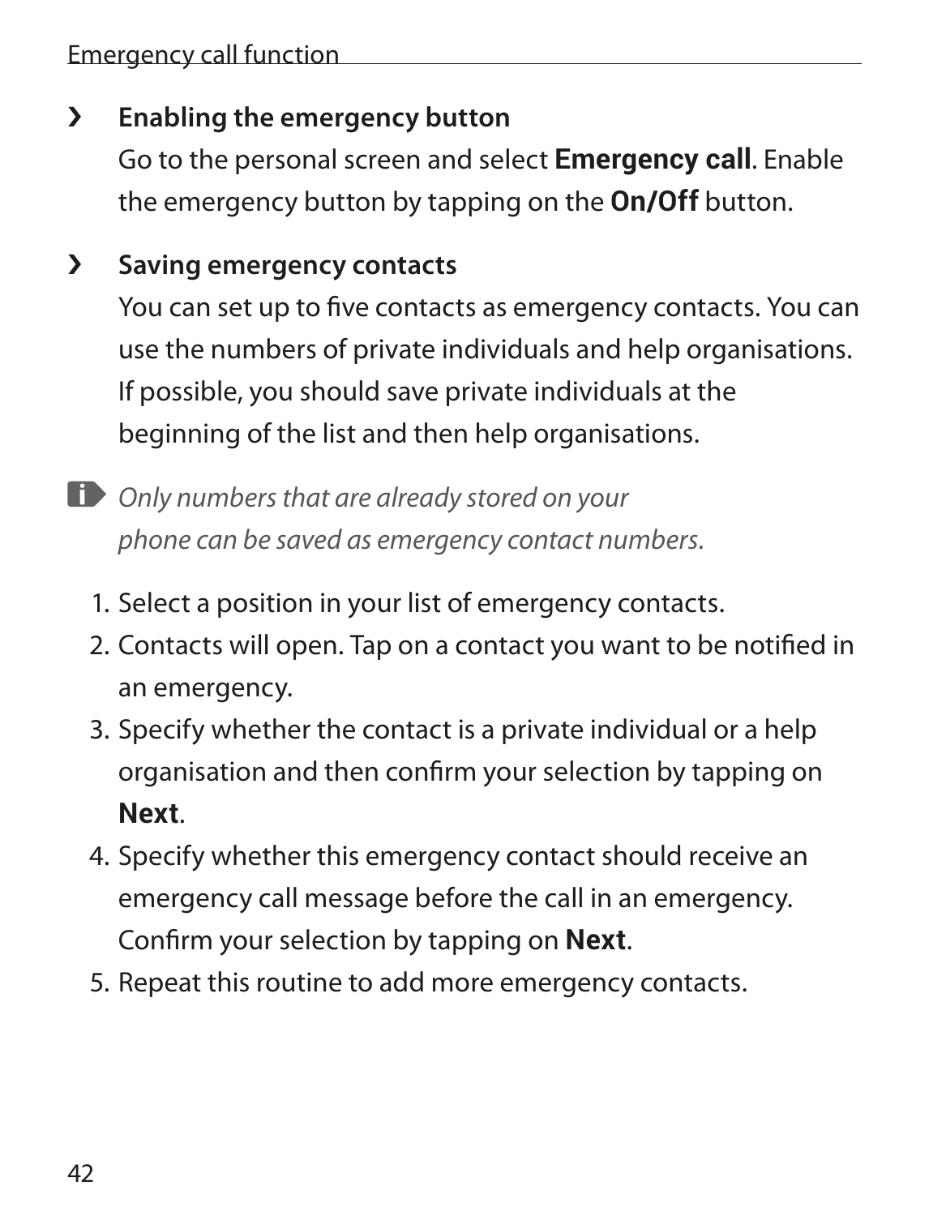› **Enabling the emergency button**

Go to the personal screen and select **Emergency call**. Enable the emergency button by tapping on the **On/Off** button.

› **Saving emergency contacts**

You can set up to five contacts as emergency contacts. You can use the numbers of private individuals and help organisations. If possible, you should save private individuals at the beginning of the list and then help organisations.

*Only numbers that are already stored on your phone can be saved as emergency contact numbers.*

1. Select a position in your list of emergency contacts.
2. Contacts will open. Tap on a contact you want to be notified in an emergency.
3. Specify whether the contact is a private individual or a help organisation and then confirm your selection by tapping on **Next**.
4. Specify whether this emergency contact should receive an emergency call message before the call in an emergency. Confirm your selection by tapping on **Next**.
5. Repeat this routine to add more emergency contacts.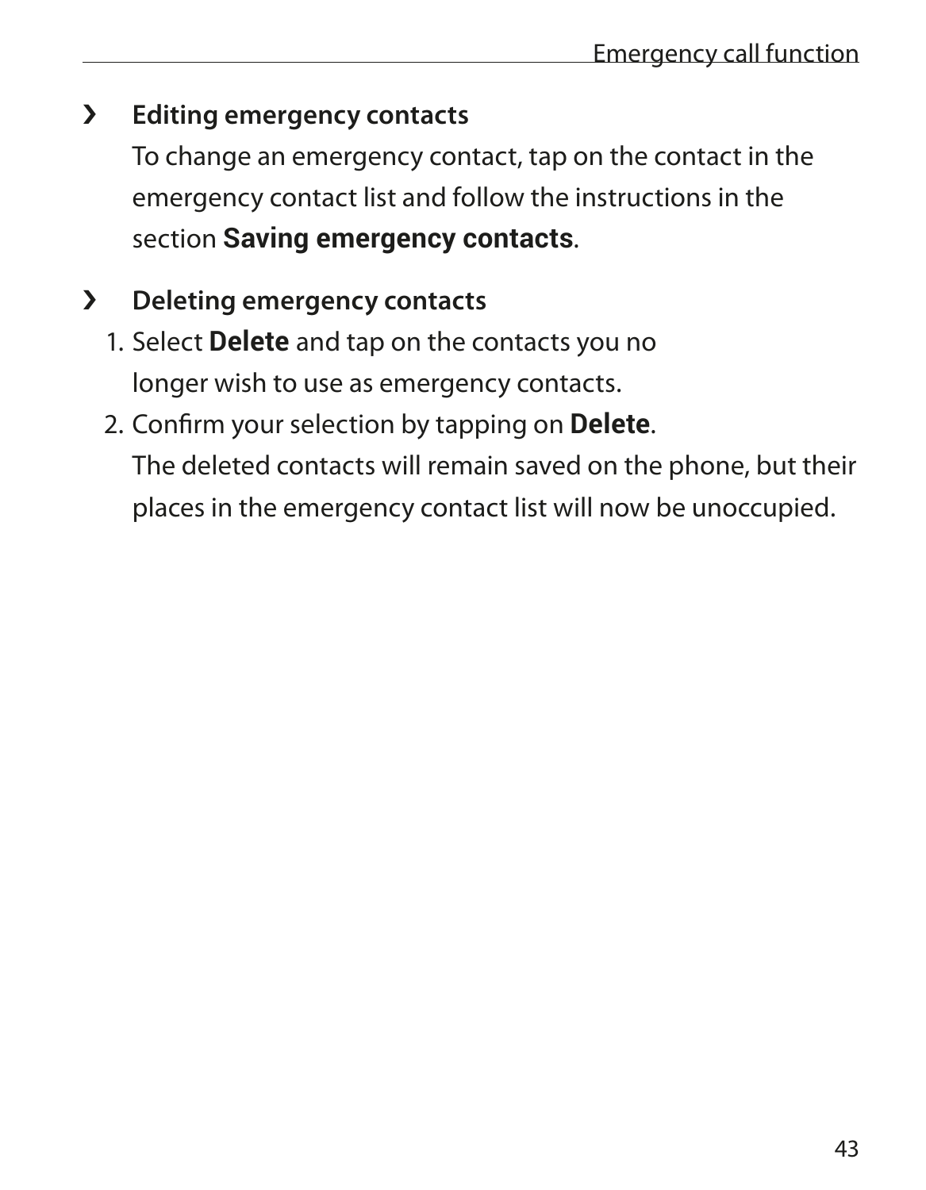### › Editing emergency contacts

To change an emergency contact, tap on the contact in the emergency contact list and follow the instructions in the section **Saving emergency contacts**.

### › Deleting emergency contacts

1. Select **Delete** and tap on the contacts you no longer wish to use as emergency contacts.
2. Confirm your selection by tapping on **Delete**.
   The deleted contacts will remain saved on the phone, but their places in the emergency contact list will now be unoccupied.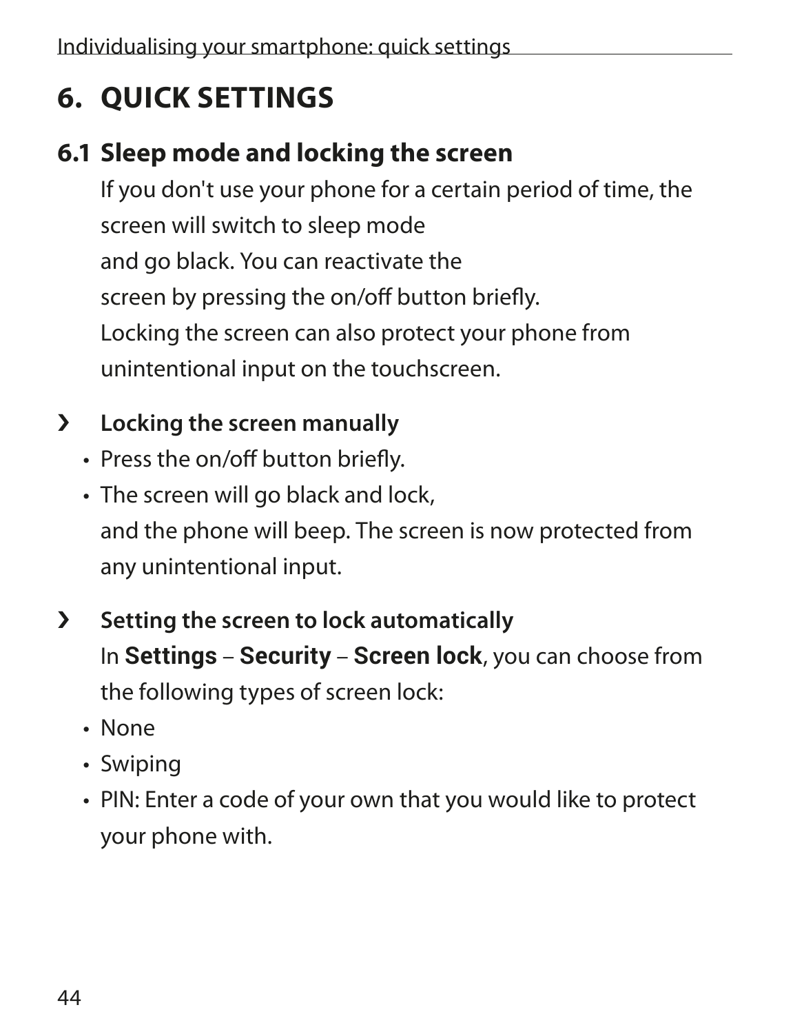# 6. QUICK SETTINGS

## 6.1 Sleep mode and locking the screen

If you don't use your phone for a certain period of time, the screen will switch to sleep mode and go black. You can reactivate the screen by pressing the on/off button briefly.
Locking the screen can also protect your phone from unintentional input on the touchscreen.

› **Locking the screen manually**

- Press the on/off button briefly.
- The screen will go black and lock, and the phone will beep. The screen is now protected from any unintentional input.

› **Setting the screen to lock automatically**

In **Settings** – **Security** – **Screen lock**, you can choose from the following types of screen lock:

- None
- Swiping
- PIN: Enter a code of your own that you would like to protect your phone with.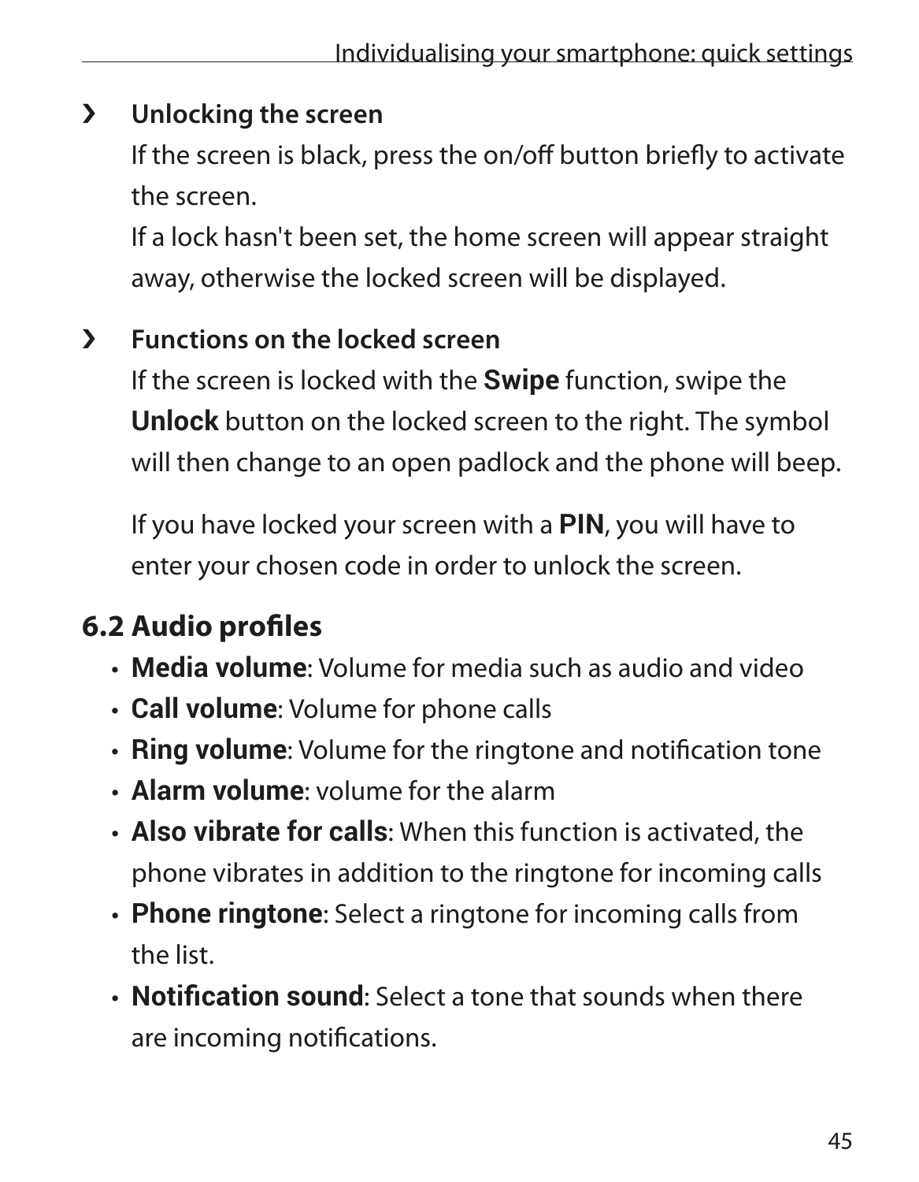› **Unlocking the screen**

If the screen is black, press the on/off button briefly to activate the screen.

If a lock hasn't been set, the home screen will appear straight away, otherwise the locked screen will be displayed.

› **Functions on the locked screen**

If the screen is locked with the **Swipe** function, swipe the **Unlock** button on the locked screen to the right. The symbol will then change to an open padlock and the phone will beep.

If you have locked your screen with a **PIN**, you will have to enter your chosen code in order to unlock the screen.

## 6.2 Audio profiles

- **Media volume**: Volume for media such as audio and video
- **Call volume**: Volume for phone calls
- **Ring volume**: Volume for the ringtone and notification tone
- **Alarm volume**: volume for the alarm
- **Also vibrate for calls**: When this function is activated, the phone vibrates in addition to the ringtone for incoming calls
- **Phone ringtone**: Select a ringtone for incoming calls from the list.
- **Notification sound**: Select a tone that sounds when there are incoming notifications.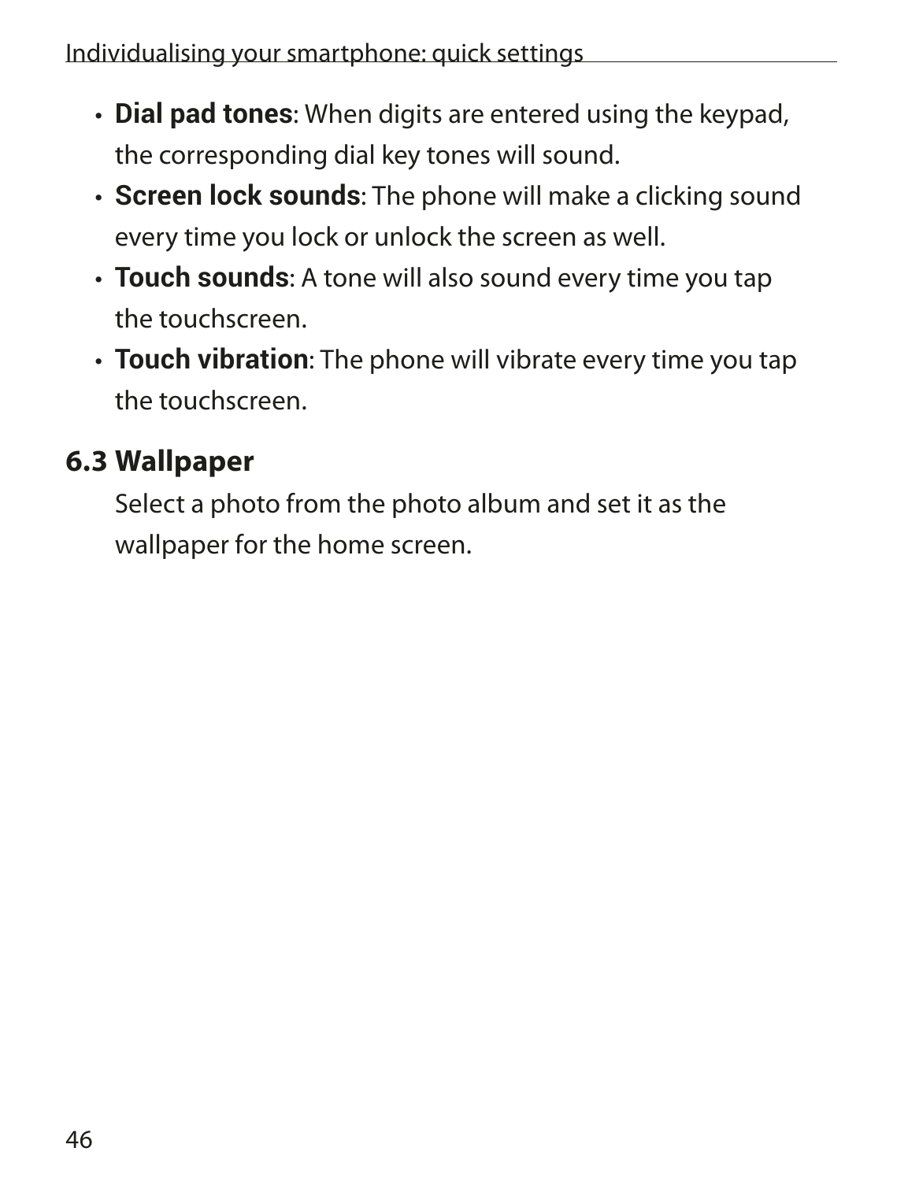- **Dial pad tones**: When digits are entered using the keypad, the corresponding dial key tones will sound.
- **Screen lock sounds**: The phone will make a clicking sound every time you lock or unlock the screen as well.
- **Touch sounds**: A tone will also sound every time you tap the touchscreen.
- **Touch vibration**: The phone will vibrate every time you tap the touchscreen.

## 6.3 Wallpaper

Select a photo from the photo album and set it as the wallpaper for the home screen.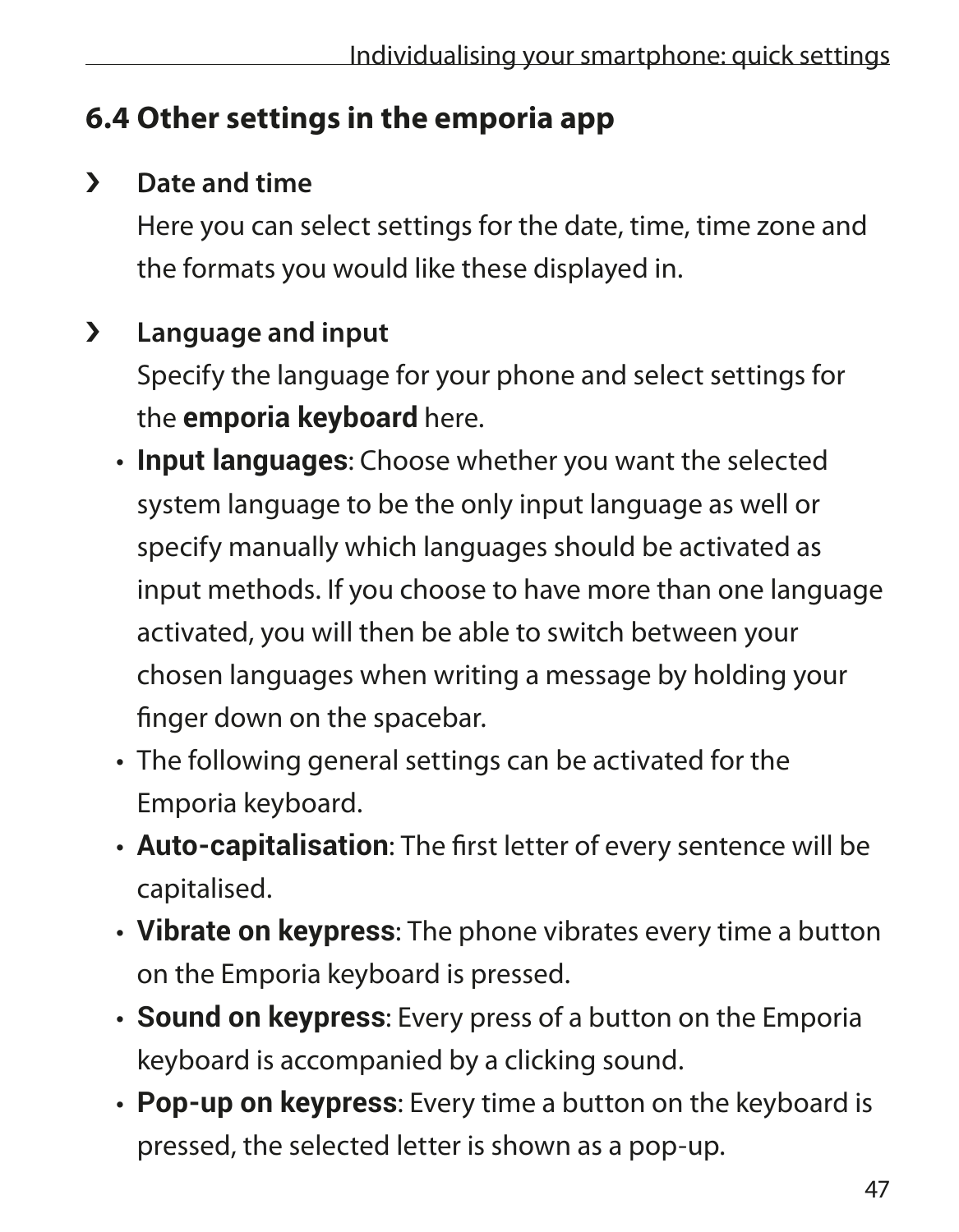## 6.4 Other settings in the emporia app

› **Date and time**

  Here you can select settings for the date, time, time zone and the formats you would like these displayed in.

› **Language and input**

  Specify the language for your phone and select settings for the **emporia keyboard** here.

  - **Input languages**: Choose whether you want the selected system language to be the only input language as well or specify manually which languages should be activated as input methods. If you choose to have more than one language activated, you will then be able to switch between your chosen languages when writing a message by holding your finger down on the spacebar.
  - The following general settings can be activated for the Emporia keyboard.
  - **Auto-capitalisation**: The first letter of every sentence will be capitalised.
  - **Vibrate on keypress**: The phone vibrates every time a button on the Emporia keyboard is pressed.
  - **Sound on keypress**: Every press of a button on the Emporia keyboard is accompanied by a clicking sound.
  - **Pop-up on keypress**: Every time a button on the keyboard is pressed, the selected letter is shown as a pop-up.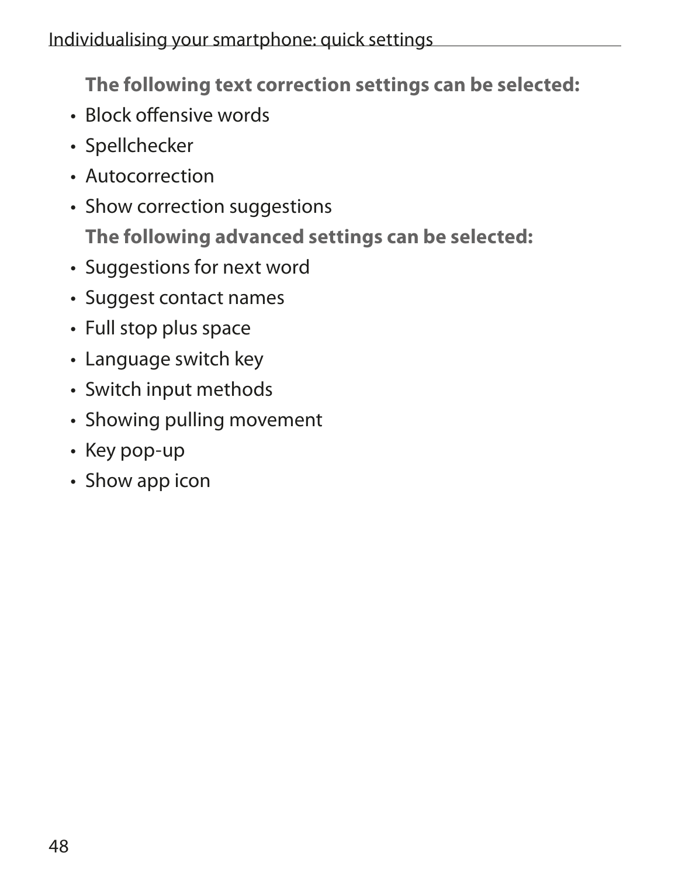**The following text correction settings can be selected:**

- Block offensive words
- Spellchecker
- Autocorrection
- Show correction suggestions

**The following advanced settings can be selected:**

- Suggestions for next word
- Suggest contact names
- Full stop plus space
- Language switch key
- Switch input methods
- Showing pulling movement
- Key pop-up
- Show app icon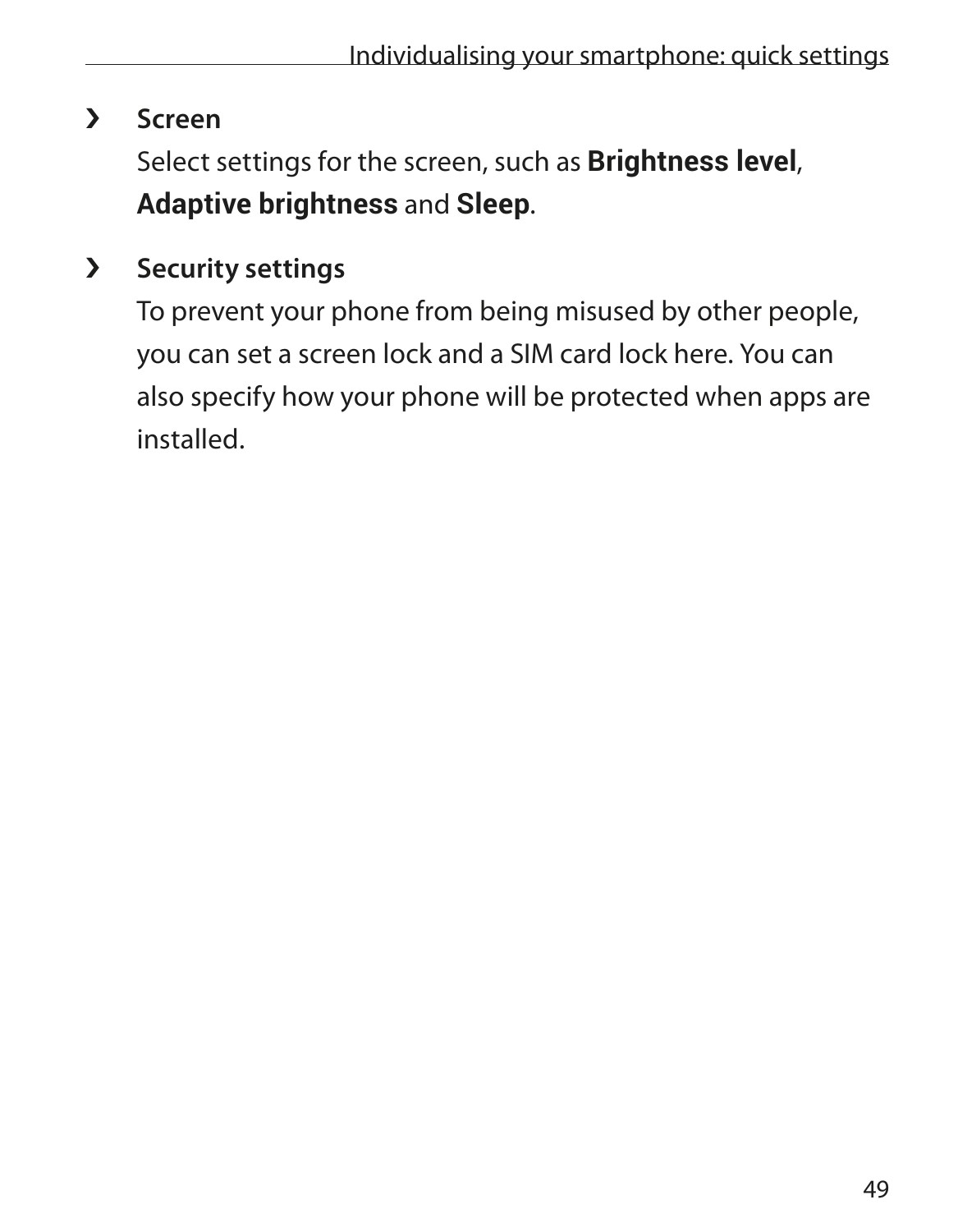- **Screen**

  Select settings for the screen, such as **Brightness level**, **Adaptive brightness** and **Sleep**.

- **Security settings**

  To prevent your phone from being misused by other people, you can set a screen lock and a SIM card lock here. You can also specify how your phone will be protected when apps are installed.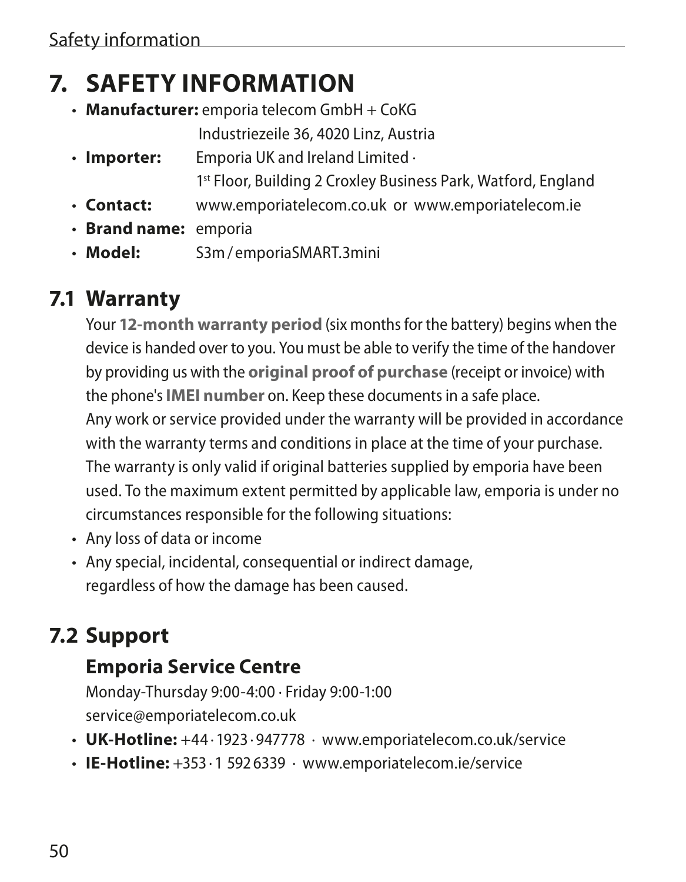# 7. SAFETY INFORMATION

- **Manufacturer:** emporia telecom GmbH + CoKG
  Industriezeile 36, 4020 Linz, Austria
- **Importer:** Emporia UK and Ireland Limited ·
  1st Floor, Building 2 Croxley Business Park, Watford, England
- **Contact:** www.emporiatelecom.co.uk or www.emporiatelecom.ie
- **Brand name:** emporia
- **Model:** S3m / emporiaSMART.3mini

## 7.1 Warranty

Your **12-month warranty period** (six months for the battery) begins when the device is handed over to you. You must be able to verify the time of the handover by providing us with the **original proof of purchase** (receipt or invoice) with the phone's **IMEI number** on. Keep these documents in a safe place.
Any work or service provided under the warranty will be provided in accordance with the warranty terms and conditions in place at the time of your purchase.
The warranty is only valid if original batteries supplied by emporia have been used. To the maximum extent permitted by applicable law, emporia is under no circumstances responsible for the following situations:

- Any loss of data or income
- Any special, incidental, consequential or indirect damage, regardless of how the damage has been caused.

## 7.2 Support

### Emporia Service Centre

Monday-Thursday 9:00-4:00 · Friday 9:00-1:00
service@emporiatelecom.co.uk

- **UK-Hotline:** +44 · 1923 · 947778 · www.emporiatelecom.co.uk/service
- **IE-Hotline:** +353 · 1 592 6339 · www.emporiatelecom.ie/service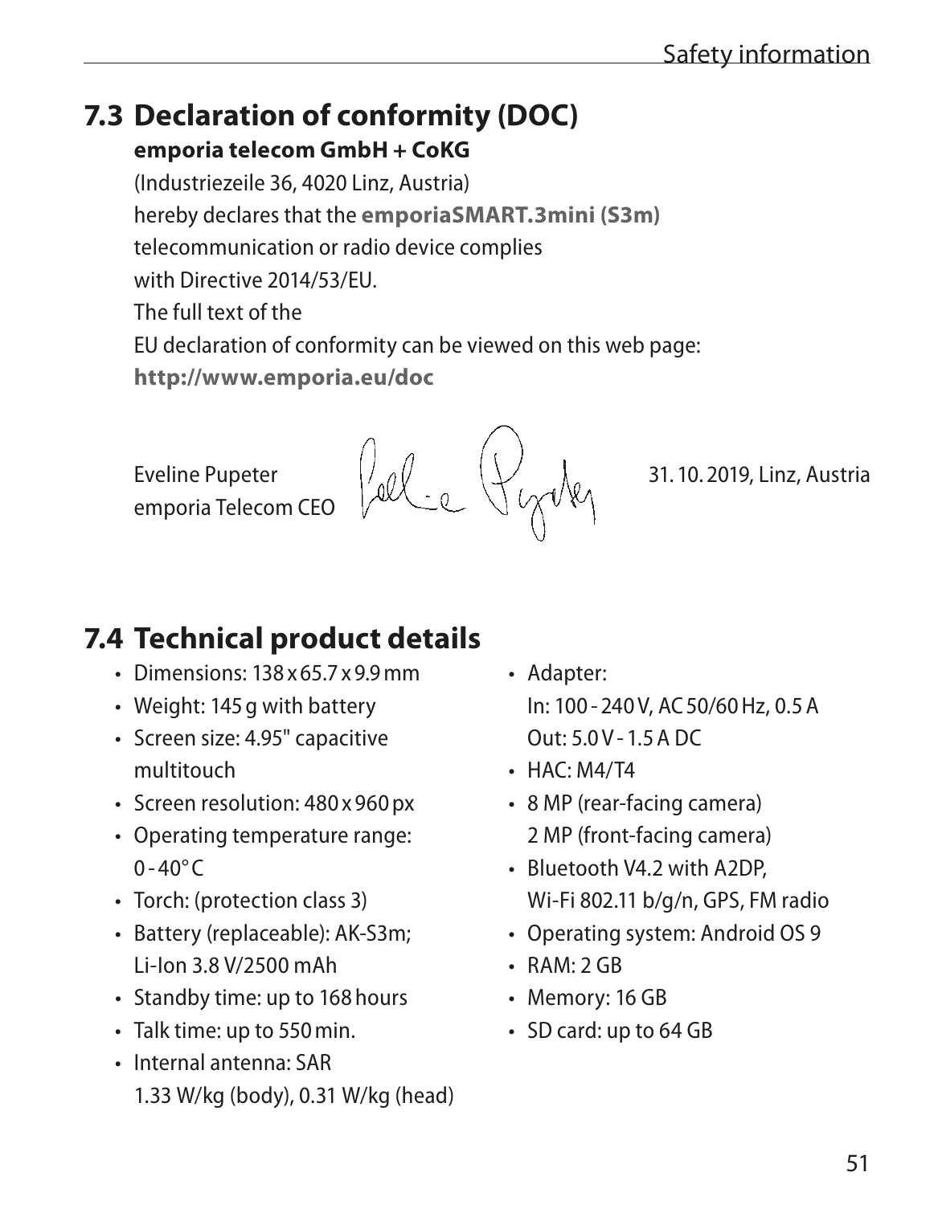## 7.3 Declaration of conformity (DOC)

**emporia telecom GmbH + CoKG**

(Industriezeile 36, 4020 Linz, Austria)
hereby declares that the **emporiaSMART.3mini (S3m)**
telecommunication or radio device complies
with Directive 2014/53/EU.
The full text of the
EU declaration of conformity can be viewed on this web page:
**http://www.emporia.eu/doc**

Eveline Pupeter
emporia Telecom CEO

31. 10. 2019, Linz, Austria

## 7.4 Technical product details

- Dimensions: 138 x 65.7 x 9.9 mm
- Weight: 145 g with battery
- Screen size: 4.95" capacitive multitouch
- Screen resolution: 480 x 960 px
- Operating temperature range: 0 - 40° C
- Torch: (protection class 3)
- Battery (replaceable): AK-S3m; Li-Ion 3.8 V/2500 mAh
- Standby time: up to 168 hours
- Talk time: up to 550 min.
- Internal antenna: SAR 1.33 W/kg (body), 0.31 W/kg (head)
- Adapter:
  In: 100 - 240 V, AC 50/60 Hz, 0.5 A
  Out: 5.0 V - 1.5 A DC
- HAC: M4/T4
- 8 MP (rear-facing camera)
  2 MP (front-facing camera)
- Bluetooth V4.2 with A2DP, Wi-Fi 802.11 b/g/n, GPS, FM radio
- Operating system: Android OS 9
- RAM: 2 GB
- Memory: 16 GB
- SD card: up to 64 GB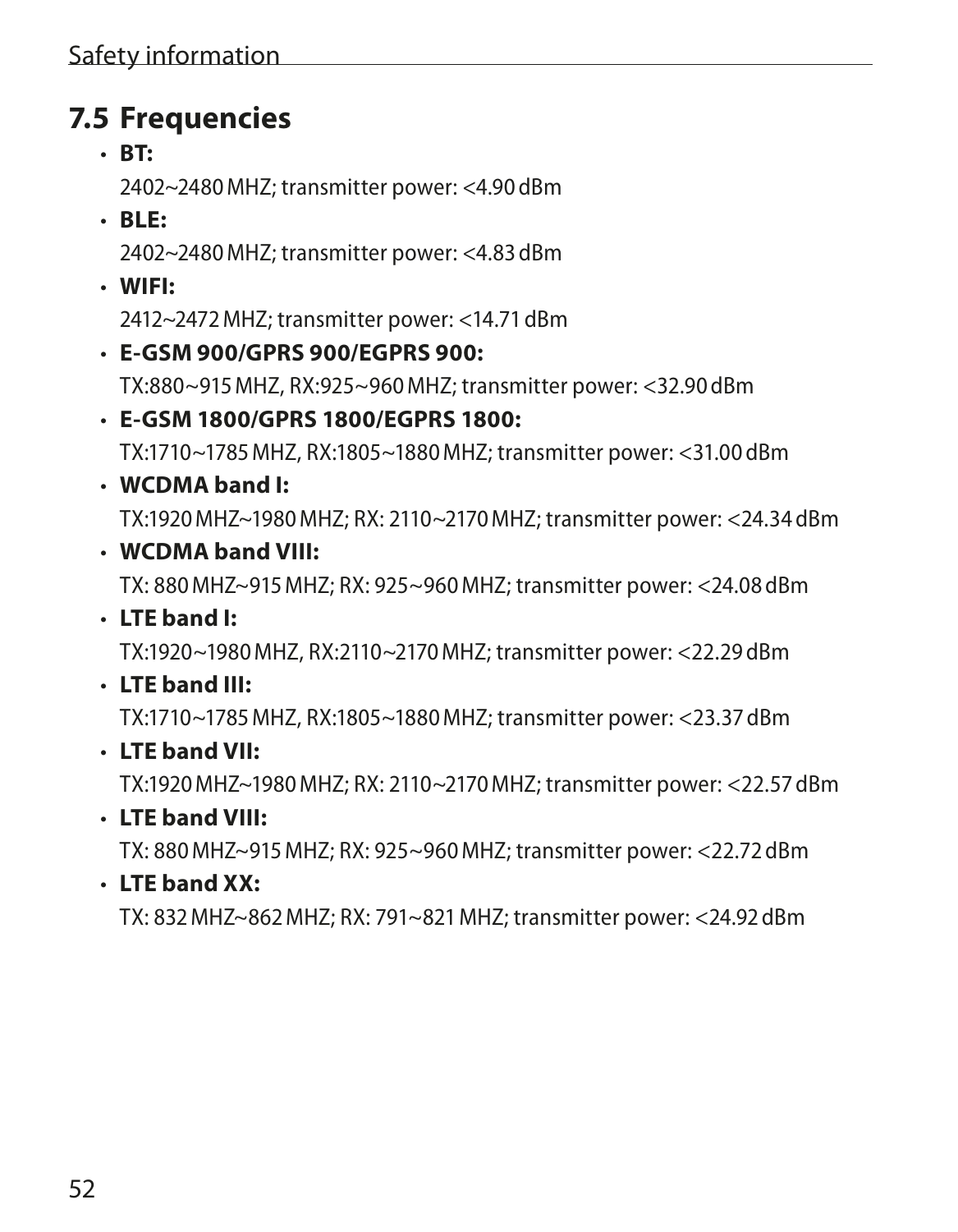## 7.5 Frequencies

- **BT:**

  2402~2480 MHZ; transmitter power: <4.90 dBm

- **BLE:**

  2402~2480 MHZ; transmitter power: <4.83 dBm

- **WIFI:**

  2412~2472 MHZ; transmitter power: <14.71 dBm

- **E-GSM 900/GPRS 900/EGPRS 900:**

  TX:880~915 MHZ, RX:925~960 MHZ; transmitter power: <32.90 dBm

- **E-GSM 1800/GPRS 1800/EGPRS 1800:**

  TX:1710~1785 MHZ, RX:1805~1880 MHZ; transmitter power: <31.00 dBm

- **WCDMA band I:**

  TX:1920 MHZ~1980 MHZ; RX: 2110~2170 MHZ; transmitter power: <24.34 dBm

- **WCDMA band VIII:**

  TX: 880 MHZ~915 MHZ; RX: 925~960 MHZ; transmitter power: <24.08 dBm

- **LTE band I:**

  TX:1920~1980 MHZ, RX:2110~2170 MHZ; transmitter power: <22.29 dBm

- **LTE band III:**

  TX:1710~1785 MHZ, RX:1805~1880 MHZ; transmitter power: <23.37 dBm

- **LTE band VII:**

  TX:1920 MHZ~1980 MHZ; RX: 2110~2170 MHZ; transmitter power: <22.57 dBm

- **LTE band VIII:**

  TX: 880 MHZ~915 MHZ; RX: 925~960 MHZ; transmitter power: <22.72 dBm

- **LTE band XX:**

  TX: 832 MHZ~862 MHZ; RX: 791~821 MHZ; transmitter power: <24.92 dBm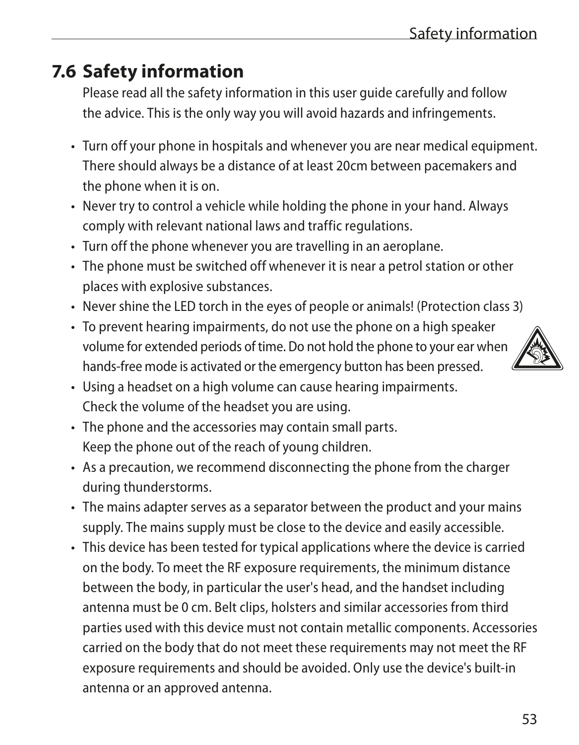## 7.6 Safety information

Please read all the safety information in this user guide carefully and follow the advice. This is the only way you will avoid hazards and infringements.

- Turn off your phone in hospitals and whenever you are near medical equipment. There should always be a distance of at least 20cm between pacemakers and the phone when it is on.
- Never try to control a vehicle while holding the phone in your hand. Always comply with relevant national laws and traffic regulations.
- Turn off the phone whenever you are travelling in an aeroplane.
- The phone must be switched off whenever it is near a petrol station or other places with explosive substances.
- Never shine the LED torch in the eyes of people or animals! (Protection class 3)
- To prevent hearing impairments, do not use the phone on a high speaker volume for extended periods of time. Do not hold the phone to your ear when hands-free mode is activated or the emergency button has been pressed.
- Using a headset on a high volume can cause hearing impairments. Check the volume of the headset you are using.
- The phone and the accessories may contain small parts. Keep the phone out of the reach of young children.
- As a precaution, we recommend disconnecting the phone from the charger during thunderstorms.
- The mains adapter serves as a separator between the product and your mains supply. The mains supply must be close to the device and easily accessible.
- This device has been tested for typical applications where the device is carried on the body. To meet the RF exposure requirements, the minimum distance between the body, in particular the user's head, and the handset including antenna must be 0 cm. Belt clips, holsters and similar accessories from third parties used with this device must not contain metallic components. Accessories carried on the body that do not meet these requirements may not meet the RF exposure requirements and should be avoided. Only use the device's built-in antenna or an approved antenna.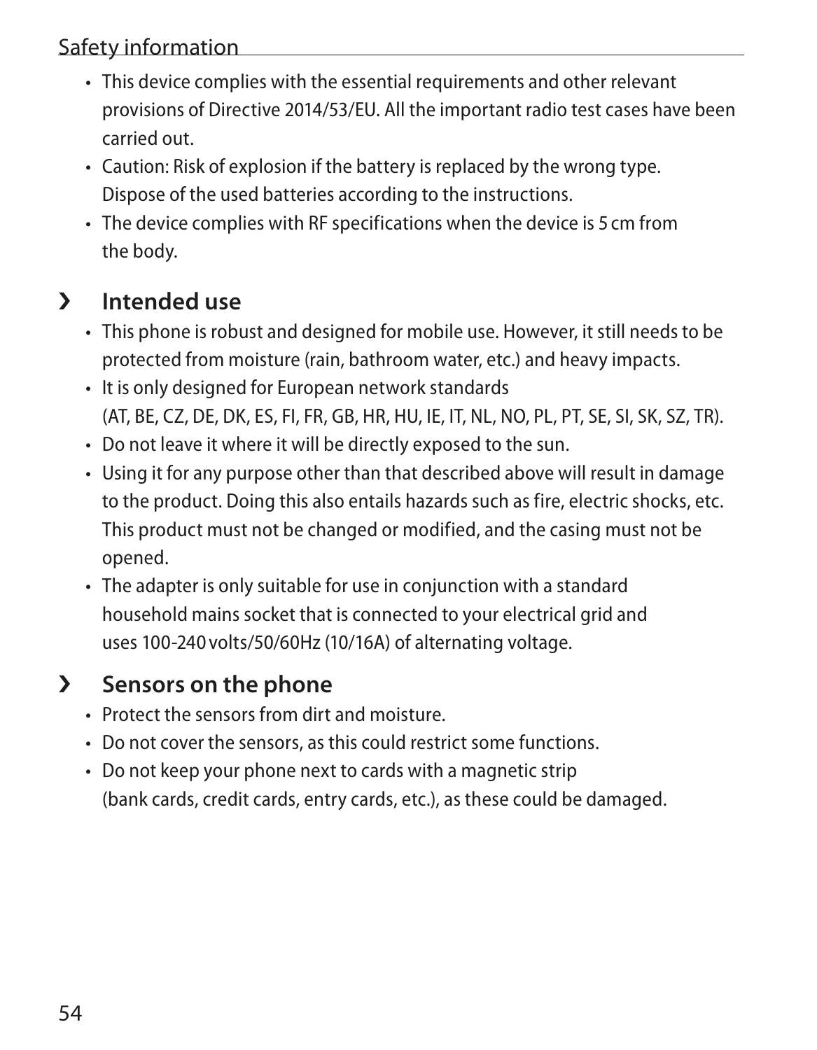- This device complies with the essential requirements and other relevant provisions of Directive 2014/53/EU. All the important radio test cases have been carried out.
- Caution: Risk of explosion if the battery is replaced by the wrong type. Dispose of the used batteries according to the instructions.
- The device complies with RF specifications when the device is 5 cm from the body.

## › Intended use

- This phone is robust and designed for mobile use. However, it still needs to be protected from moisture (rain, bathroom water, etc.) and heavy impacts.
- It is only designed for European network standards (AT, BE, CZ, DE, DK, ES, FI, FR, GB, HR, HU, IE, IT, NL, NO, PL, PT, SE, SI, SK, SZ, TR).
- Do not leave it where it will be directly exposed to the sun.
- Using it for any purpose other than that described above will result in damage to the product. Doing this also entails hazards such as fire, electric shocks, etc. This product must not be changed or modified, and the casing must not be opened.
- The adapter is only suitable for use in conjunction with a standard household mains socket that is connected to your electrical grid and uses 100-240 volts/50/60Hz (10/16A) of alternating voltage.

## › Sensors on the phone

- Protect the sensors from dirt and moisture.
- Do not cover the sensors, as this could restrict some functions.
- Do not keep your phone next to cards with a magnetic strip (bank cards, credit cards, entry cards, etc.), as these could be damaged.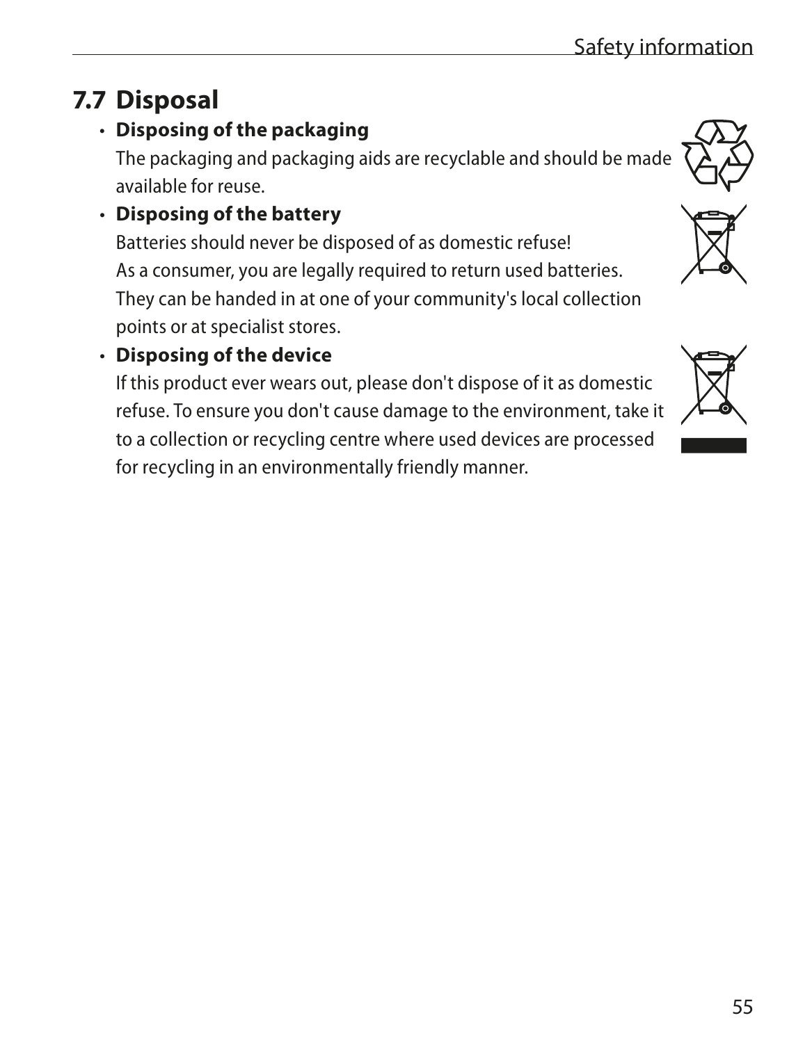## 7.7 Disposal

- **Disposing of the packaging**

  The packaging and packaging aids are recyclable and should be made available for reuse.

- **Disposing of the battery**

  Batteries should never be disposed of as domestic refuse!
  As a consumer, you are legally required to return used batteries. They can be handed in at one of your community's local collection points or at specialist stores.

- **Disposing of the device**

  If this product ever wears out, please don't dispose of it as domestic refuse. To ensure you don't cause damage to the environment, take it to a collection or recycling centre where used devices are processed for recycling in an environmentally friendly manner.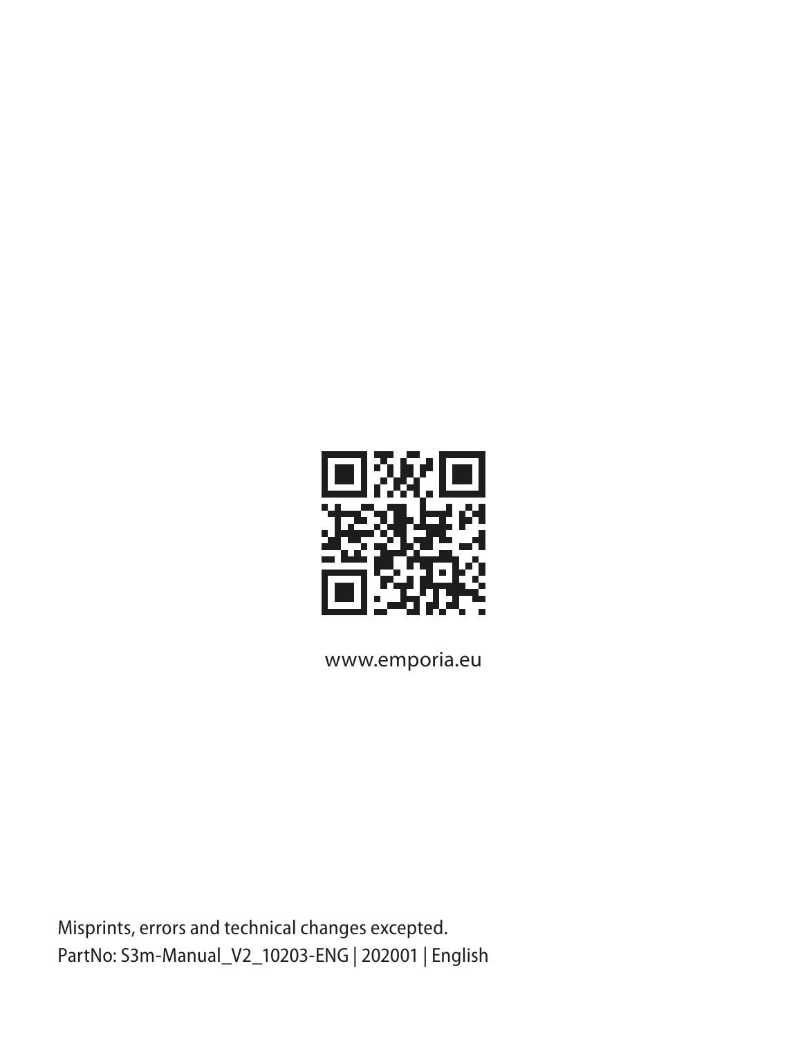www.emporia.eu

Misprints, errors and technical changes excepted.
PartNo: S3m-Manual_V2_10203-ENG | 202001 | English